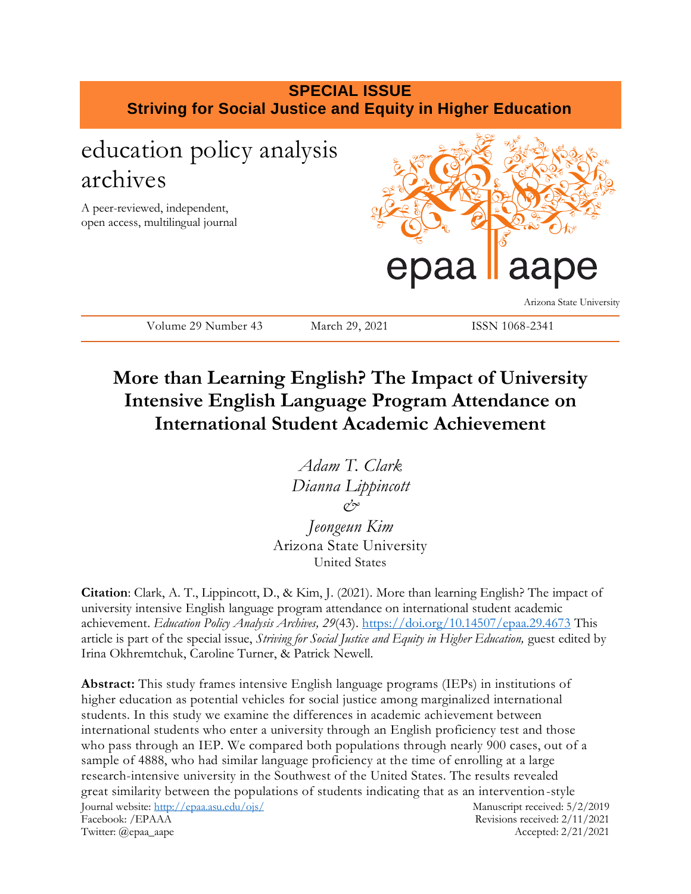**SPECIAL ISSUE**
**Striving for Social Justice and Equity in Higher Education**

education policy analysis archives

A peer-reviewed, independent, open access, multilingual journal

epaa aape

Arizona State University

Volume 29 Number 43 March 29, 2021 ISSN 1068-2341

# More than Learning English? The Impact of University Intensive English Language Program Attendance on International Student Academic Achievement

*Adam T. Clark*
*Dianna Lippincott*
*&*
*Jeongeun Kim*
Arizona State University
United States

**Citation**: Clark, A. T., Lippincott, D., & Kim, J. (2021). More than learning English? The impact of university intensive English language program attendance on international student academic achievement. *Education Policy Analysis Archives, 29*(43). https://doi.org/10.14507/epaa.29.4673 This article is part of the special issue, *Striving for Social Justice and Equity in Higher Education,* guest edited by Irina Okhremtchuk, Caroline Turner, & Patrick Newell.

**Abstract:** This study frames intensive English language programs (IEPs) in institutions of higher education as potential vehicles for social justice among marginalized international students. In this study we examine the differences in academic achievement between international students who enter a university through an English proficiency test and those who pass through an IEP. We compared both populations through nearly 900 cases, out of a sample of 4888, who had similar language proficiency at the time of enrolling at a large research-intensive university in the Southwest of the United States. The results revealed great similarity between the populations of students indicating that as an intervention-style

Journal website: http://epaa.asu.edu/ojs/
Facebook: /EPAAA
Twitter: @epaa_aape

Manuscript received: 5/2/2019
Revisions received: 2/11/2021
Accepted: 2/21/2021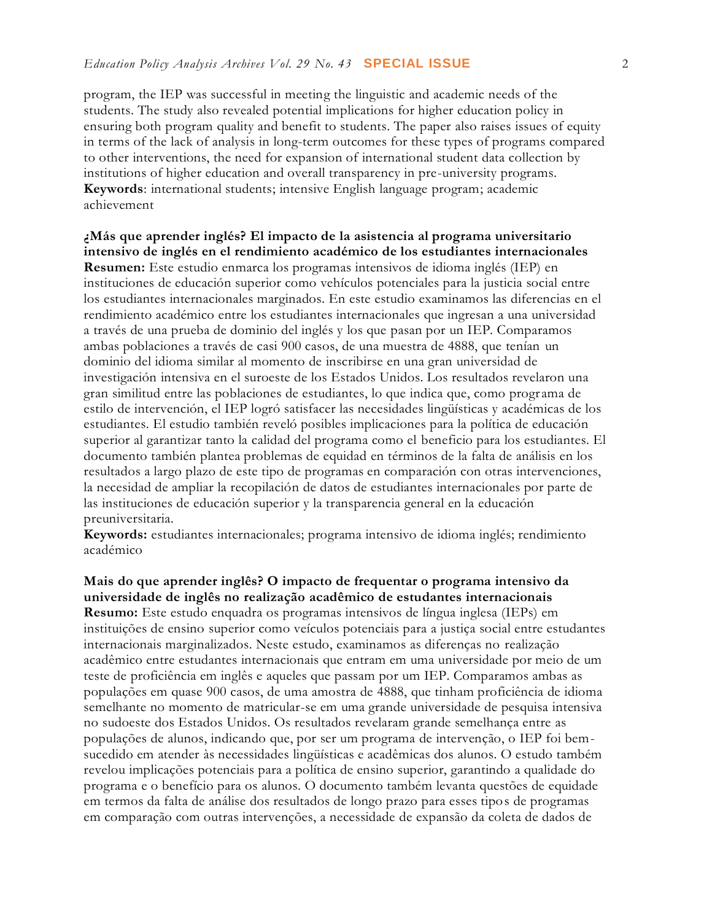program, the IEP was successful in meeting the linguistic and academic needs of the students. The study also revealed potential implications for higher education policy in ensuring both program quality and benefit to students. The paper also raises issues of equity in terms of the lack of analysis in long-term outcomes for these types of programs compared to other interventions, the need for expansion of international student data collection by institutions of higher education and overall transparency in pre-university programs.
**Keywords**: international students; intensive English language program; academic achievement

**¿Más que aprender inglés? El impacto de la asistencia al programa universitario intensivo de inglés en el rendimiento académico de los estudiantes internacionales**
**Resumen:** Este estudio enmarca los programas intensivos de idioma inglés (IEP) en instituciones de educación superior como vehículos potenciales para la justicia social entre los estudiantes internacionales marginados. En este estudio examinamos las diferencias en el rendimiento académico entre los estudiantes internacionales que ingresan a una universidad a través de una prueba de dominio del inglés y los que pasan por un IEP. Comparamos ambas poblaciones a través de casi 900 casos, de una muestra de 4888, que tenían un dominio del idioma similar al momento de inscribirse en una gran universidad de investigación intensiva en el suroeste de los Estados Unidos. Los resultados revelaron una gran similitud entre las poblaciones de estudiantes, lo que indica que, como programa de estilo de intervención, el IEP logró satisfacer las necesidades lingüísticas y académicas de los estudiantes. El estudio también reveló posibles implicaciones para la política de educación superior al garantizar tanto la calidad del programa como el beneficio para los estudiantes. El documento también plantea problemas de equidad en términos de la falta de análisis en los resultados a largo plazo de este tipo de programas en comparación con otras intervenciones, la necesidad de ampliar la recopilación de datos de estudiantes internacionales por parte de las instituciones de educación superior y la transparencia general en la educación preuniversitaria.
**Keywords:** estudiantes internacionales; programa intensivo de idioma inglés; rendimiento académico

**Mais do que aprender inglês? O impacto de frequentar o programa intensivo da universidade de inglês no realização acadêmico de estudantes internacionais**
**Resumo:** Este estudo enquadra os programas intensivos de língua inglesa (IEPs) em instituições de ensino superior como veículos potenciais para a justiça social entre estudantes internacionais marginalizados. Neste estudo, examinamos as diferenças no realização acadêmico entre estudantes internacionais que entram em uma universidade por meio de um teste de proficiência em inglês e aqueles que passam por um IEP. Comparamos ambas as populações em quase 900 casos, de uma amostra de 4888, que tinham proficiência de idioma semelhante no momento de matricular-se em uma grande universidade de pesquisa intensiva no sudoeste dos Estados Unidos. Os resultados revelaram grande semelhança entre as populações de alunos, indicando que, por ser um programa de intervenção, o IEP foi bem-sucedido em atender às necessidades lingüísticas e acadêmicas dos alunos. O estudo também revelou implicações potenciais para a política de ensino superior, garantindo a qualidade do programa e o benefício para os alunos. O documento também levanta questões de equidade em termos da falta de análise dos resultados de longo prazo para esses tipos de programas em comparação com outras intervenções, a necessidade de expansão da coleta de dados de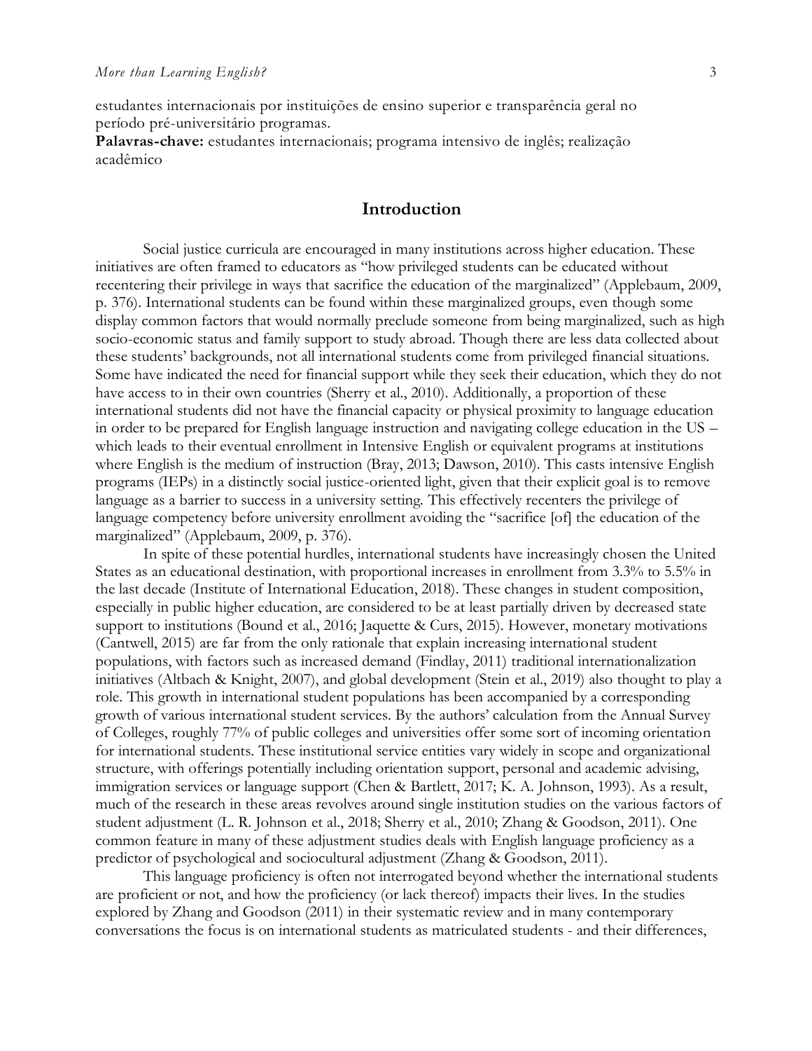estudantes internacionais por instituições de ensino superior e transparência geral no período pré-universitário programas.

**Palavras-chave:** estudantes internacionais; programa intensivo de inglês; realização acadêmico

## Introduction

Social justice curricula are encouraged in many institutions across higher education. These initiatives are often framed to educators as "how privileged students can be educated without recentering their privilege in ways that sacrifice the education of the marginalized" (Applebaum, 2009, p. 376). International students can be found within these marginalized groups, even though some display common factors that would normally preclude someone from being marginalized, such as high socio-economic status and family support to study abroad. Though there are less data collected about these students' backgrounds, not all international students come from privileged financial situations. Some have indicated the need for financial support while they seek their education, which they do not have access to in their own countries (Sherry et al., 2010). Additionally, a proportion of these international students did not have the financial capacity or physical proximity to language education in order to be prepared for English language instruction and navigating college education in the US – which leads to their eventual enrollment in Intensive English or equivalent programs at institutions where English is the medium of instruction (Bray, 2013; Dawson, 2010). This casts intensive English programs (IEPs) in a distinctly social justice-oriented light, given that their explicit goal is to remove language as a barrier to success in a university setting. This effectively recenters the privilege of language competency before university enrollment avoiding the "sacrifice [of] the education of the marginalized" (Applebaum, 2009, p. 376).

In spite of these potential hurdles, international students have increasingly chosen the United States as an educational destination, with proportional increases in enrollment from 3.3% to 5.5% in the last decade (Institute of International Education, 2018). These changes in student composition, especially in public higher education, are considered to be at least partially driven by decreased state support to institutions (Bound et al., 2016; Jaquette & Curs, 2015). However, monetary motivations (Cantwell, 2015) are far from the only rationale that explain increasing international student populations, with factors such as increased demand (Findlay, 2011) traditional internationalization initiatives (Altbach & Knight, 2007), and global development (Stein et al., 2019) also thought to play a role. This growth in international student populations has been accompanied by a corresponding growth of various international student services. By the authors' calculation from the Annual Survey of Colleges, roughly 77% of public colleges and universities offer some sort of incoming orientation for international students. These institutional service entities vary widely in scope and organizational structure, with offerings potentially including orientation support, personal and academic advising, immigration services or language support (Chen & Bartlett, 2017; K. A. Johnson, 1993). As a result, much of the research in these areas revolves around single institution studies on the various factors of student adjustment (L. R. Johnson et al., 2018; Sherry et al., 2010; Zhang & Goodson, 2011). One common feature in many of these adjustment studies deals with English language proficiency as a predictor of psychological and sociocultural adjustment (Zhang & Goodson, 2011).

This language proficiency is often not interrogated beyond whether the international students are proficient or not, and how the proficiency (or lack thereof) impacts their lives. In the studies explored by Zhang and Goodson (2011) in their systematic review and in many contemporary conversations the focus is on international students as matriculated students - and their differences,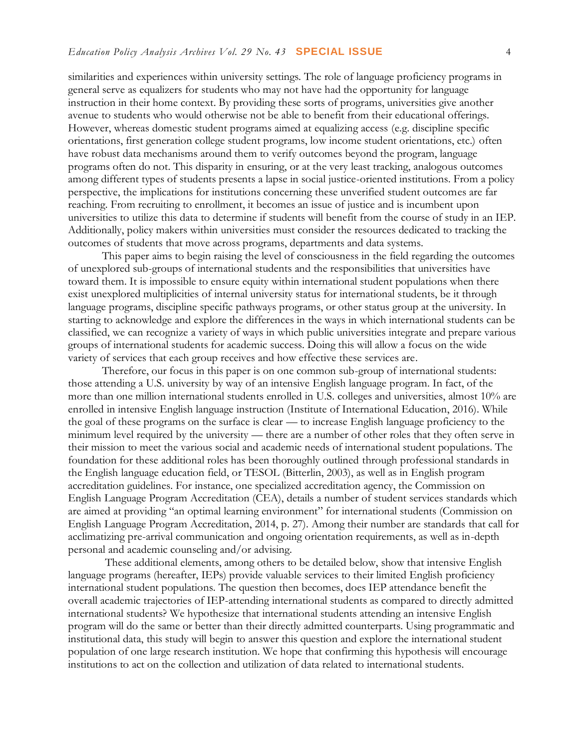similarities and experiences within university settings. The role of language proficiency programs in general serve as equalizers for students who may not have had the opportunity for language instruction in their home context. By providing these sorts of programs, universities give another avenue to students who would otherwise not be able to benefit from their educational offerings. However, whereas domestic student programs aimed at equalizing access (e.g. discipline specific orientations, first generation college student programs, low income student orientations, etc.) often have robust data mechanisms around them to verify outcomes beyond the program, language programs often do not. This disparity in ensuring, or at the very least tracking, analogous outcomes among different types of students presents a lapse in social justice-oriented institutions. From a policy perspective, the implications for institutions concerning these unverified student outcomes are far reaching. From recruiting to enrollment, it becomes an issue of justice and is incumbent upon universities to utilize this data to determine if students will benefit from the course of study in an IEP. Additionally, policy makers within universities must consider the resources dedicated to tracking the outcomes of students that move across programs, departments and data systems.

This paper aims to begin raising the level of consciousness in the field regarding the outcomes of unexplored sub-groups of international students and the responsibilities that universities have toward them. It is impossible to ensure equity within international student populations when there exist unexplored multiplicities of internal university status for international students, be it through language programs, discipline specific pathways programs, or other status group at the university. In starting to acknowledge and explore the differences in the ways in which international students can be classified, we can recognize a variety of ways in which public universities integrate and prepare various groups of international students for academic success. Doing this will allow a focus on the wide variety of services that each group receives and how effective these services are.

Therefore, our focus in this paper is on one common sub-group of international students: those attending a U.S. university by way of an intensive English language program. In fact, of the more than one million international students enrolled in U.S. colleges and universities, almost 10% are enrolled in intensive English language instruction (Institute of International Education, 2016). While the goal of these programs on the surface is clear — to increase English language proficiency to the minimum level required by the university — there are a number of other roles that they often serve in their mission to meet the various social and academic needs of international student populations. The foundation for these additional roles has been thoroughly outlined through professional standards in the English language education field, or TESOL (Bitterlin, 2003), as well as in English program accreditation guidelines. For instance, one specialized accreditation agency, the Commission on English Language Program Accreditation (CEA), details a number of student services standards which are aimed at providing "an optimal learning environment" for international students (Commission on English Language Program Accreditation, 2014, p. 27). Among their number are standards that call for acclimatizing pre-arrival communication and ongoing orientation requirements, as well as in-depth personal and academic counseling and/or advising.

These additional elements, among others to be detailed below, show that intensive English language programs (hereafter, IEPs) provide valuable services to their limited English proficiency international student populations. The question then becomes, does IEP attendance benefit the overall academic trajectories of IEP-attending international students as compared to directly admitted international students? We hypothesize that international students attending an intensive English program will do the same or better than their directly admitted counterparts. Using programmatic and institutional data, this study will begin to answer this question and explore the international student population of one large research institution. We hope that confirming this hypothesis will encourage institutions to act on the collection and utilization of data related to international students.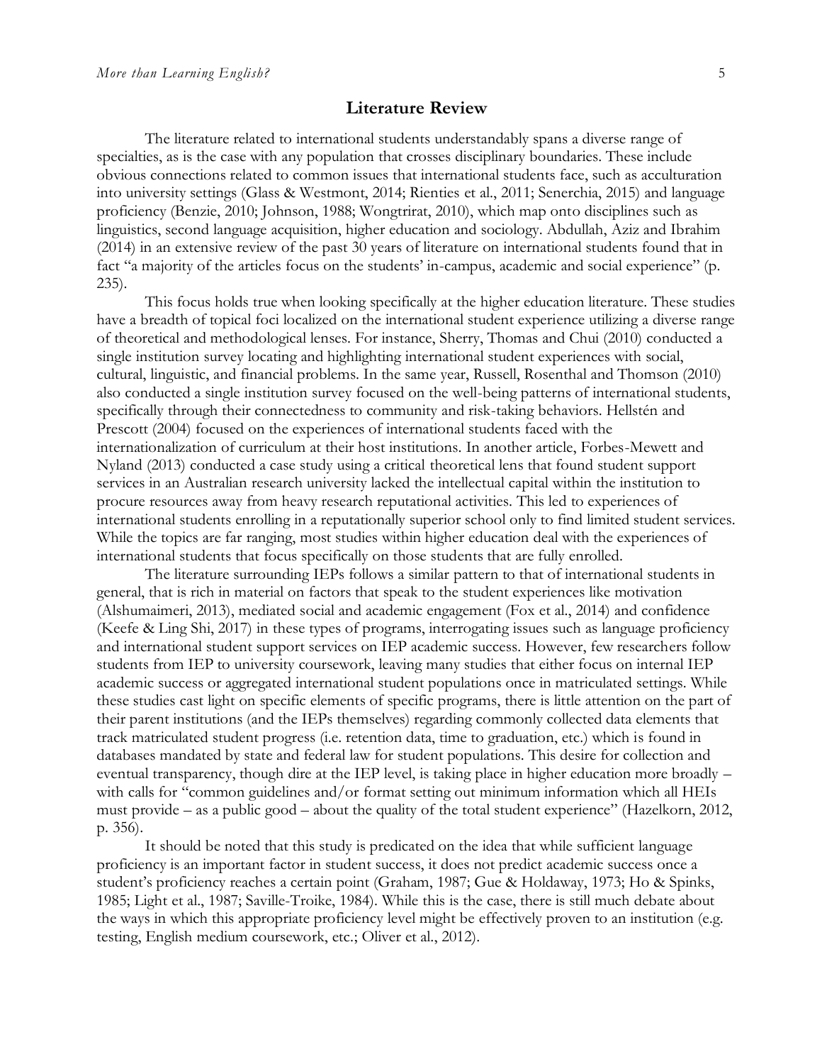## Literature Review

The literature related to international students understandably spans a diverse range of specialties, as is the case with any population that crosses disciplinary boundaries. These include obvious connections related to common issues that international students face, such as acculturation into university settings (Glass & Westmont, 2014; Rienties et al., 2011; Senerchia, 2015) and language proficiency (Benzie, 2010; Johnson, 1988; Wongtrirat, 2010), which map onto disciplines such as linguistics, second language acquisition, higher education and sociology. Abdullah, Aziz and Ibrahim (2014) in an extensive review of the past 30 years of literature on international students found that in fact "a majority of the articles focus on the students' in-campus, academic and social experience" (p. 235).

This focus holds true when looking specifically at the higher education literature. These studies have a breadth of topical foci localized on the international student experience utilizing a diverse range of theoretical and methodological lenses. For instance, Sherry, Thomas and Chui (2010) conducted a single institution survey locating and highlighting international student experiences with social, cultural, linguistic, and financial problems. In the same year, Russell, Rosenthal and Thomson (2010) also conducted a single institution survey focused on the well-being patterns of international students, specifically through their connectedness to community and risk-taking behaviors. Hellstén and Prescott (2004) focused on the experiences of international students faced with the internationalization of curriculum at their host institutions. In another article, Forbes-Mewett and Nyland (2013) conducted a case study using a critical theoretical lens that found student support services in an Australian research university lacked the intellectual capital within the institution to procure resources away from heavy research reputational activities. This led to experiences of international students enrolling in a reputationally superior school only to find limited student services. While the topics are far ranging, most studies within higher education deal with the experiences of international students that focus specifically on those students that are fully enrolled.

The literature surrounding IEPs follows a similar pattern to that of international students in general, that is rich in material on factors that speak to the student experiences like motivation (Alshumaimeri, 2013), mediated social and academic engagement (Fox et al., 2014) and confidence (Keefe & Ling Shi, 2017) in these types of programs, interrogating issues such as language proficiency and international student support services on IEP academic success. However, few researchers follow students from IEP to university coursework, leaving many studies that either focus on internal IEP academic success or aggregated international student populations once in matriculated settings. While these studies cast light on specific elements of specific programs, there is little attention on the part of their parent institutions (and the IEPs themselves) regarding commonly collected data elements that track matriculated student progress (i.e. retention data, time to graduation, etc.) which is found in databases mandated by state and federal law for student populations. This desire for collection and eventual transparency, though dire at the IEP level, is taking place in higher education more broadly – with calls for "common guidelines and/or format setting out minimum information which all HEIs must provide – as a public good – about the quality of the total student experience" (Hazelkorn, 2012, p. 356).

It should be noted that this study is predicated on the idea that while sufficient language proficiency is an important factor in student success, it does not predict academic success once a student's proficiency reaches a certain point (Graham, 1987; Gue & Holdaway, 1973; Ho & Spinks, 1985; Light et al., 1987; Saville-Troike, 1984). While this is the case, there is still much debate about the ways in which this appropriate proficiency level might be effectively proven to an institution (e.g. testing, English medium coursework, etc.; Oliver et al., 2012).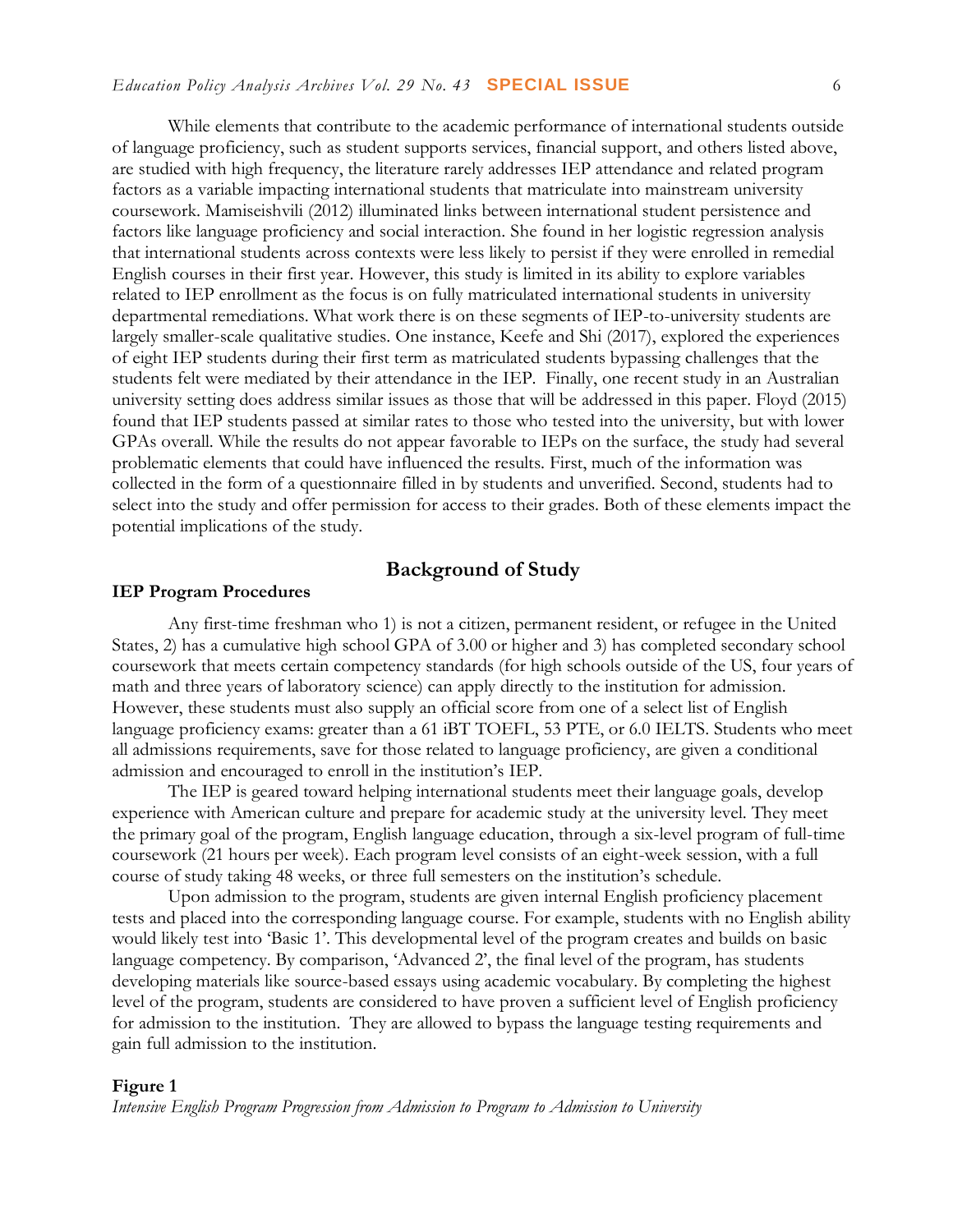While elements that contribute to the academic performance of international students outside of language proficiency, such as student supports services, financial support, and others listed above, are studied with high frequency, the literature rarely addresses IEP attendance and related program factors as a variable impacting international students that matriculate into mainstream university coursework. Mamiseishvili (2012) illuminated links between international student persistence and factors like language proficiency and social interaction. She found in her logistic regression analysis that international students across contexts were less likely to persist if they were enrolled in remedial English courses in their first year. However, this study is limited in its ability to explore variables related to IEP enrollment as the focus is on fully matriculated international students in university departmental remediations. What work there is on these segments of IEP-to-university students are largely smaller-scale qualitative studies. One instance, Keefe and Shi (2017), explored the experiences of eight IEP students during their first term as matriculated students bypassing challenges that the students felt were mediated by their attendance in the IEP. Finally, one recent study in an Australian university setting does address similar issues as those that will be addressed in this paper. Floyd (2015) found that IEP students passed at similar rates to those who tested into the university, but with lower GPAs overall. While the results do not appear favorable to IEPs on the surface, the study had several problematic elements that could have influenced the results. First, much of the information was collected in the form of a questionnaire filled in by students and unverified. Second, students had to select into the study and offer permission for access to their grades. Both of these elements impact the potential implications of the study.

## Background of Study

### IEP Program Procedures

Any first-time freshman who 1) is not a citizen, permanent resident, or refugee in the United States, 2) has a cumulative high school GPA of 3.00 or higher and 3) has completed secondary school coursework that meets certain competency standards (for high schools outside of the US, four years of math and three years of laboratory science) can apply directly to the institution for admission. However, these students must also supply an official score from one of a select list of English language proficiency exams: greater than a 61 iBT TOEFL, 53 PTE, or 6.0 IELTS. Students who meet all admissions requirements, save for those related to language proficiency, are given a conditional admission and encouraged to enroll in the institution's IEP.

The IEP is geared toward helping international students meet their language goals, develop experience with American culture and prepare for academic study at the university level. They meet the primary goal of the program, English language education, through a six-level program of full-time coursework (21 hours per week). Each program level consists of an eight-week session, with a full course of study taking 48 weeks, or three full semesters on the institution's schedule.

Upon admission to the program, students are given internal English proficiency placement tests and placed into the corresponding language course. For example, students with no English ability would likely test into 'Basic 1'. This developmental level of the program creates and builds on basic language competency. By comparison, 'Advanced 2', the final level of the program, has students developing materials like source-based essays using academic vocabulary. By completing the highest level of the program, students are considered to have proven a sufficient level of English proficiency for admission to the institution. They are allowed to bypass the language testing requirements and gain full admission to the institution.

**Figure 1**

*Intensive English Program Progression from Admission to Program to Admission to University*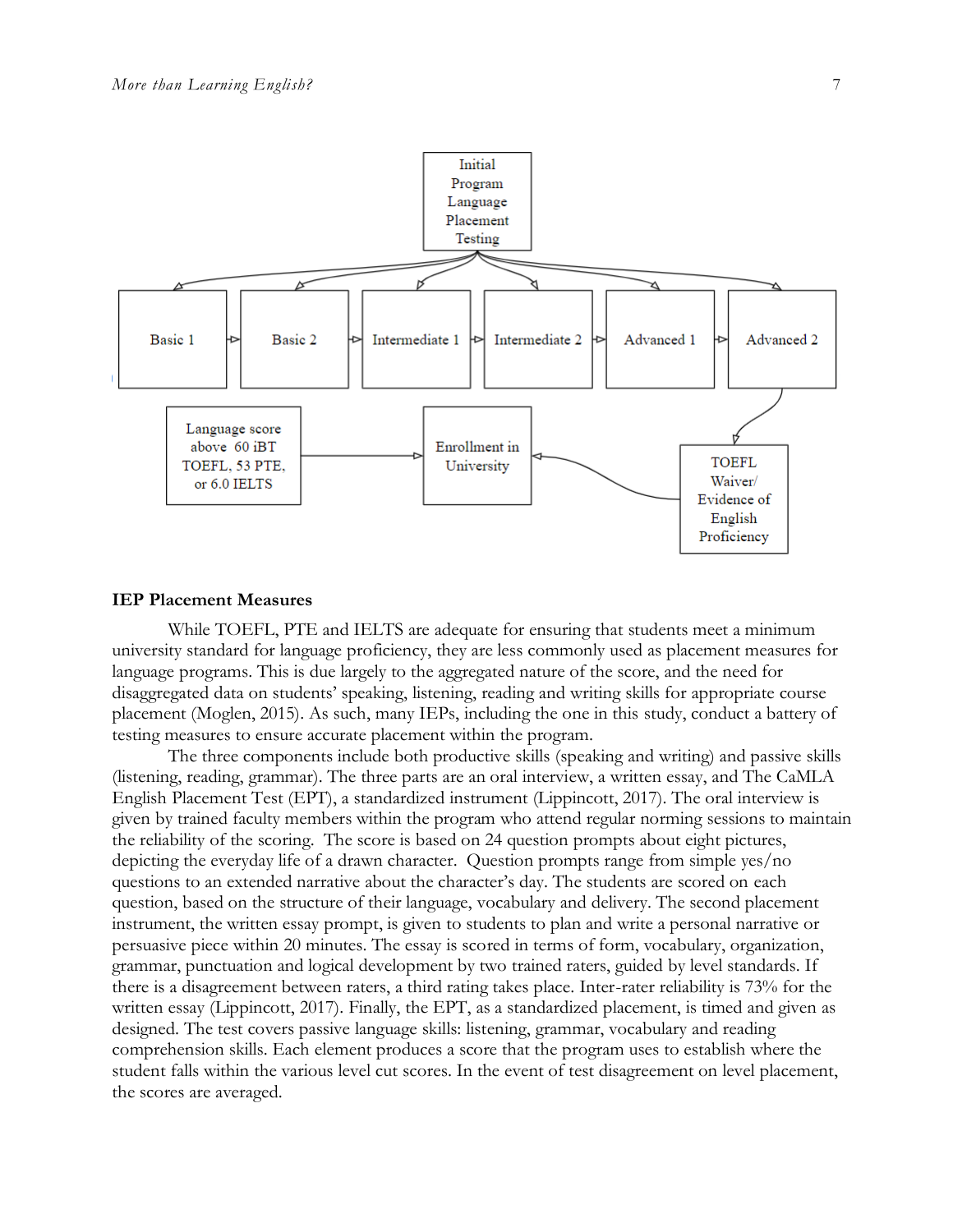Initial Program Language Placement Testing

Basic 1 → Basic 2 → Intermediate 1 → Intermediate 2 → Advanced 1 → Advanced 2

Advanced 2 → TOEFL Waiver/ Evidence of English Proficiency → Enrollment in University

Language score above 60 iBT TOEFL, 53 PTE, or 6.0 IELTS → Enrollment in University

**IEP Placement Measures**

While TOEFL, PTE and IELTS are adequate for ensuring that students meet a minimum university standard for language proficiency, they are less commonly used as placement measures for language programs. This is due largely to the aggregated nature of the score, and the need for disaggregated data on students' speaking, listening, reading and writing skills for appropriate course placement (Moglen, 2015). As such, many IEPs, including the one in this study, conduct a battery of testing measures to ensure accurate placement within the program.

The three components include both productive skills (speaking and writing) and passive skills (listening, reading, grammar). The three parts are an oral interview, a written essay, and The CaMLA English Placement Test (EPT), a standardized instrument (Lippincott, 2017). The oral interview is given by trained faculty members within the program who attend regular norming sessions to maintain the reliability of the scoring. The score is based on 24 question prompts about eight pictures, depicting the everyday life of a drawn character. Question prompts range from simple yes/no questions to an extended narrative about the character's day. The students are scored on each question, based on the structure of their language, vocabulary and delivery. The second placement instrument, the written essay prompt, is given to students to plan and write a personal narrative or persuasive piece within 20 minutes. The essay is scored in terms of form, vocabulary, organization, grammar, punctuation and logical development by two trained raters, guided by level standards. If there is a disagreement between raters, a third rating takes place. Inter-rater reliability is 73% for the written essay (Lippincott, 2017). Finally, the EPT, as a standardized placement, is timed and given as designed. The test covers passive language skills: listening, grammar, vocabulary and reading comprehension skills. Each element produces a score that the program uses to establish where the student falls within the various level cut scores. In the event of test disagreement on level placement, the scores are averaged.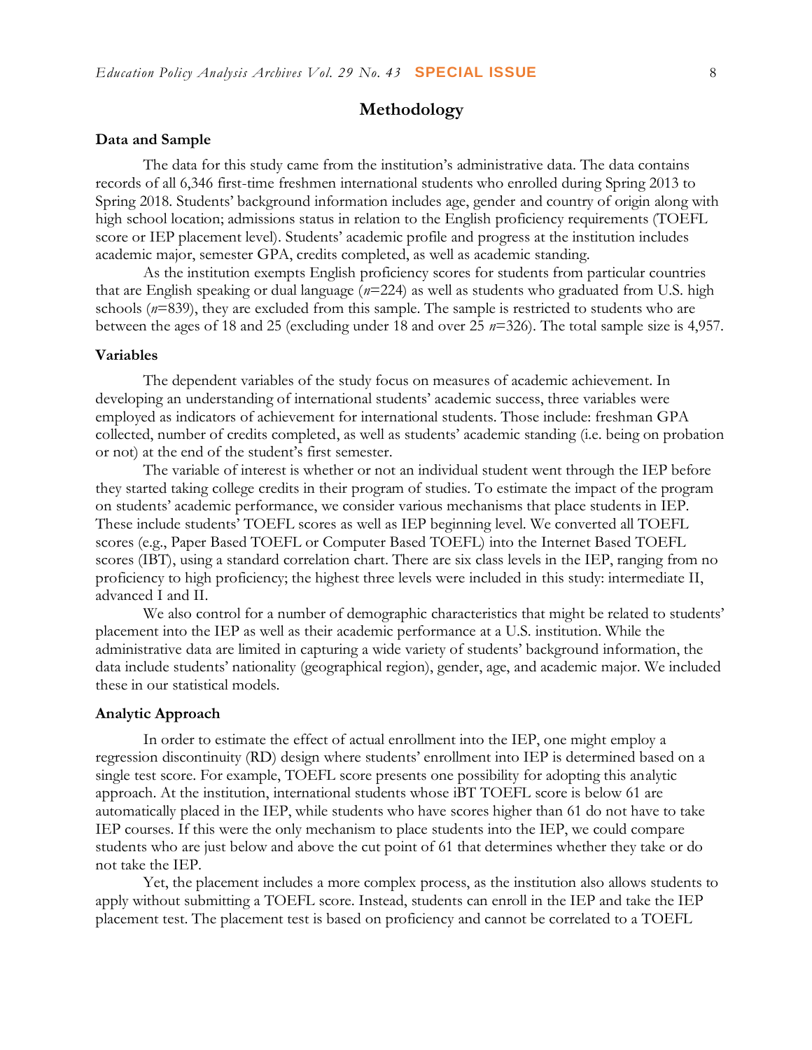## Methodology

### Data and Sample

The data for this study came from the institution's administrative data. The data contains records of all 6,346 first-time freshmen international students who enrolled during Spring 2013 to Spring 2018. Students' background information includes age, gender and country of origin along with high school location; admissions status in relation to the English proficiency requirements (TOEFL score or IEP placement level). Students' academic profile and progress at the institution includes academic major, semester GPA, credits completed, as well as academic standing.

As the institution exempts English proficiency scores for students from particular countries that are English speaking or dual language ($n$=224) as well as students who graduated from U.S. high schools ($n$=839), they are excluded from this sample. The sample is restricted to students who are between the ages of 18 and 25 (excluding under 18 and over 25 $n$=326). The total sample size is 4,957.

### Variables

The dependent variables of the study focus on measures of academic achievement. In developing an understanding of international students' academic success, three variables were employed as indicators of achievement for international students. Those include: freshman GPA collected, number of credits completed, as well as students' academic standing (i.e. being on probation or not) at the end of the student's first semester.

The variable of interest is whether or not an individual student went through the IEP before they started taking college credits in their program of studies. To estimate the impact of the program on students' academic performance, we consider various mechanisms that place students in IEP. These include students' TOEFL scores as well as IEP beginning level. We converted all TOEFL scores (e.g., Paper Based TOEFL or Computer Based TOEFL) into the Internet Based TOEFL scores (IBT), using a standard correlation chart. There are six class levels in the IEP, ranging from no proficiency to high proficiency; the highest three levels were included in this study: intermediate II, advanced I and II.

We also control for a number of demographic characteristics that might be related to students' placement into the IEP as well as their academic performance at a U.S. institution. While the administrative data are limited in capturing a wide variety of students' background information, the data include students' nationality (geographical region), gender, age, and academic major. We included these in our statistical models.

### Analytic Approach

In order to estimate the effect of actual enrollment into the IEP, one might employ a regression discontinuity (RD) design where students' enrollment into IEP is determined based on a single test score. For example, TOEFL score presents one possibility for adopting this analytic approach. At the institution, international students whose iBT TOEFL score is below 61 are automatically placed in the IEP, while students who have scores higher than 61 do not have to take IEP courses. If this were the only mechanism to place students into the IEP, we could compare students who are just below and above the cut point of 61 that determines whether they take or do not take the IEP.

Yet, the placement includes a more complex process, as the institution also allows students to apply without submitting a TOEFL score. Instead, students can enroll in the IEP and take the IEP placement test. The placement test is based on proficiency and cannot be correlated to a TOEFL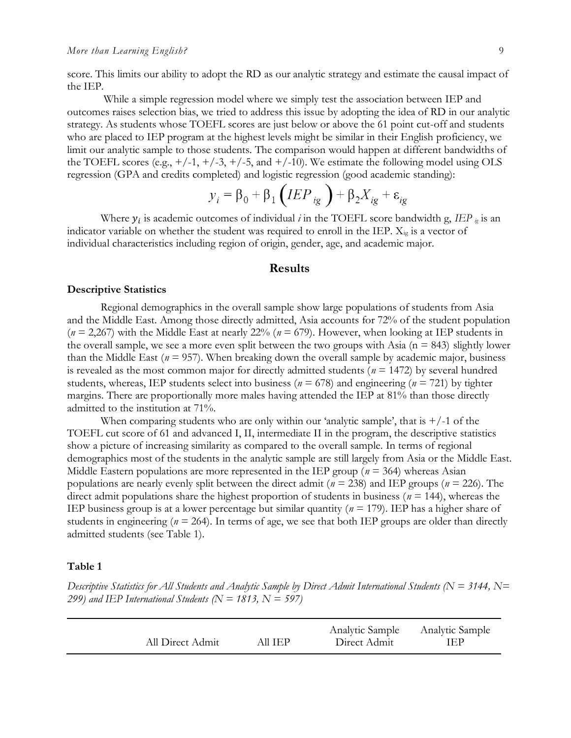score. This limits our ability to adopt the RD as our analytic strategy and estimate the causal impact of the IEP.

While a simple regression model where we simply test the association between IEP and outcomes raises selection bias, we tried to address this issue by adopting the idea of RD in our analytic strategy. As students whose TOEFL scores are just below or above the 61 point cut-off and students who are placed to IEP program at the highest levels might be similar in their English proficiency, we limit our analytic sample to those students. The comparison would happen at different bandwidths of the TOEFL scores (e.g., +/-1, +/-3, +/-5, and +/-10). We estimate the following model using OLS regression (GPA and credits completed) and logistic regression (good academic standing):

$$y_i = \beta_0 + \beta_1 \left( IEP_{ig} \right) + \beta_2 X_{ig} + \varepsilon_{ig}$$

Where $y_i$ is academic outcomes of individual *i* in the TOEFL score bandwidth g, $IEP_{ig}$ is an indicator variable on whether the student was required to enroll in the IEP. $X_{ig}$ is a vector of individual characteristics including region of origin, gender, age, and academic major.

## Results

### Descriptive Statistics

Regional demographics in the overall sample show large populations of students from Asia and the Middle East. Among those directly admitted, Asia accounts for 72% of the student population (*n* = 2,267) with the Middle East at nearly 22% (*n* = 679). However, when looking at IEP students in the overall sample, we see a more even split between the two groups with Asia (n = 843) slightly lower than the Middle East (*n* = 957). When breaking down the overall sample by academic major, business is revealed as the most common major for directly admitted students (*n* = 1472) by several hundred students, whereas, IEP students select into business (*n* = 678) and engineering (*n* = 721) by tighter margins. There are proportionally more males having attended the IEP at 81% than those directly admitted to the institution at 71%.

When comparing students who are only within our 'analytic sample', that is +/-1 of the TOEFL cut score of 61 and advanced I, II, intermediate II in the program, the descriptive statistics show a picture of increasing similarity as compared to the overall sample. In terms of regional demographics most of the students in the analytic sample are still largely from Asia or the Middle East. Middle Eastern populations are more represented in the IEP group (*n* = 364) whereas Asian populations are nearly evenly split between the direct admit (*n* = 238) and IEP groups (*n* = 226). The direct admit populations share the highest proportion of students in business (*n* = 144), whereas the IEP business group is at a lower percentage but similar quantity (*n* = 179). IEP has a higher share of students in engineering (*n* = 264). In terms of age, we see that both IEP groups are older than directly admitted students (see Table 1).

**Table 1**

*Descriptive Statistics for All Students and Analytic Sample by Direct Admit International Students (N = 3144, N= 299) and IEP International Students (N = 1813, N = 597)*

| | All Direct Admit | All IEP | Analytic Sample Direct Admit | Analytic Sample IEP |
|---|---|---|---|---|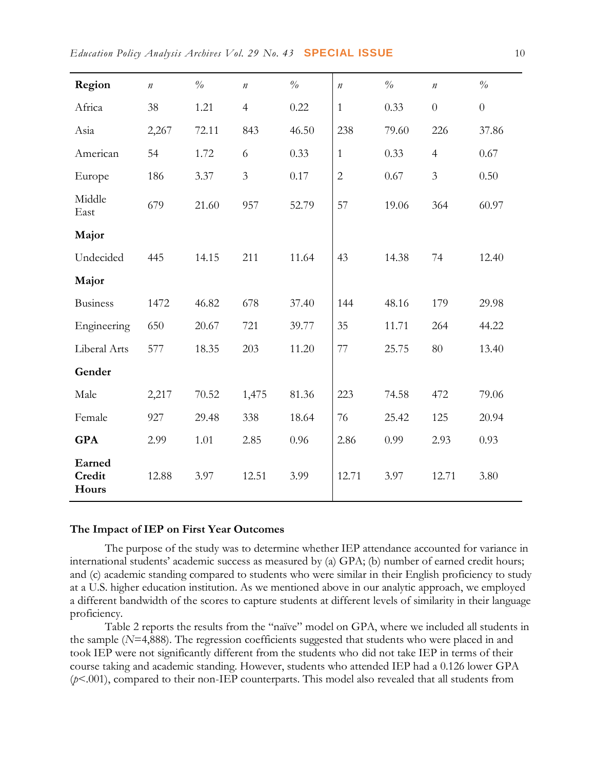| Region | *n* | % | *n* | % | *n* | % | *n* | % |
|---|---|---|---|---|---|---|---|---|
| Africa | 38 | 1.21 | 4 | 0.22 | 1 | 0.33 | 0 | 0 |
| Asia | 2,267 | 72.11 | 843 | 46.50 | 238 | 79.60 | 226 | 37.86 |
| American | 54 | 1.72 | 6 | 0.33 | 1 | 0.33 | 4 | 0.67 |
| Europe | 186 | 3.37 | 3 | 0.17 | 2 | 0.67 | 3 | 0.50 |
| Middle East | 679 | 21.60 | 957 | 52.79 | 57 | 19.06 | 364 | 60.97 |
| **Major** | | | | | | | | |
| Undecided | 445 | 14.15 | 211 | 11.64 | 43 | 14.38 | 74 | 12.40 |
| **Major** | | | | | | | | |
| Business | 1472 | 46.82 | 678 | 37.40 | 144 | 48.16 | 179 | 29.98 |
| Engineering | 650 | 20.67 | 721 | 39.77 | 35 | 11.71 | 264 | 44.22 |
| Liberal Arts | 577 | 18.35 | 203 | 11.20 | 77 | 25.75 | 80 | 13.40 |
| **Gender** | | | | | | | | |
| Male | 2,217 | 70.52 | 1,475 | 81.36 | 223 | 74.58 | 472 | 79.06 |
| Female | 927 | 29.48 | 338 | 18.64 | 76 | 25.42 | 125 | 20.94 |
| **GPA** | 2.99 | 1.01 | 2.85 | 0.96 | 2.86 | 0.99 | 2.93 | 0.93 |
| **Earned Credit Hours** | 12.88 | 3.97 | 12.51 | 3.99 | 12.71 | 3.97 | 12.71 | 3.80 |

### The Impact of IEP on First Year Outcomes

The purpose of the study was to determine whether IEP attendance accounted for variance in international students' academic success as measured by (a) GPA; (b) number of earned credit hours; and (c) academic standing compared to students who were similar in their English proficiency to study at a U.S. higher education institution. As we mentioned above in our analytic approach, we employed a different bandwidth of the scores to capture students at different levels of similarity in their language proficiency.

Table 2 reports the results from the "naïve" model on GPA, where we included all students in the sample ($N$=4,888). The regression coefficients suggested that students who were placed in and took IEP were not significantly different from the students who did not take IEP in terms of their course taking and academic standing. However, students who attended IEP had a 0.126 lower GPA ($p$<.001), compared to their non-IEP counterparts. This model also revealed that all students from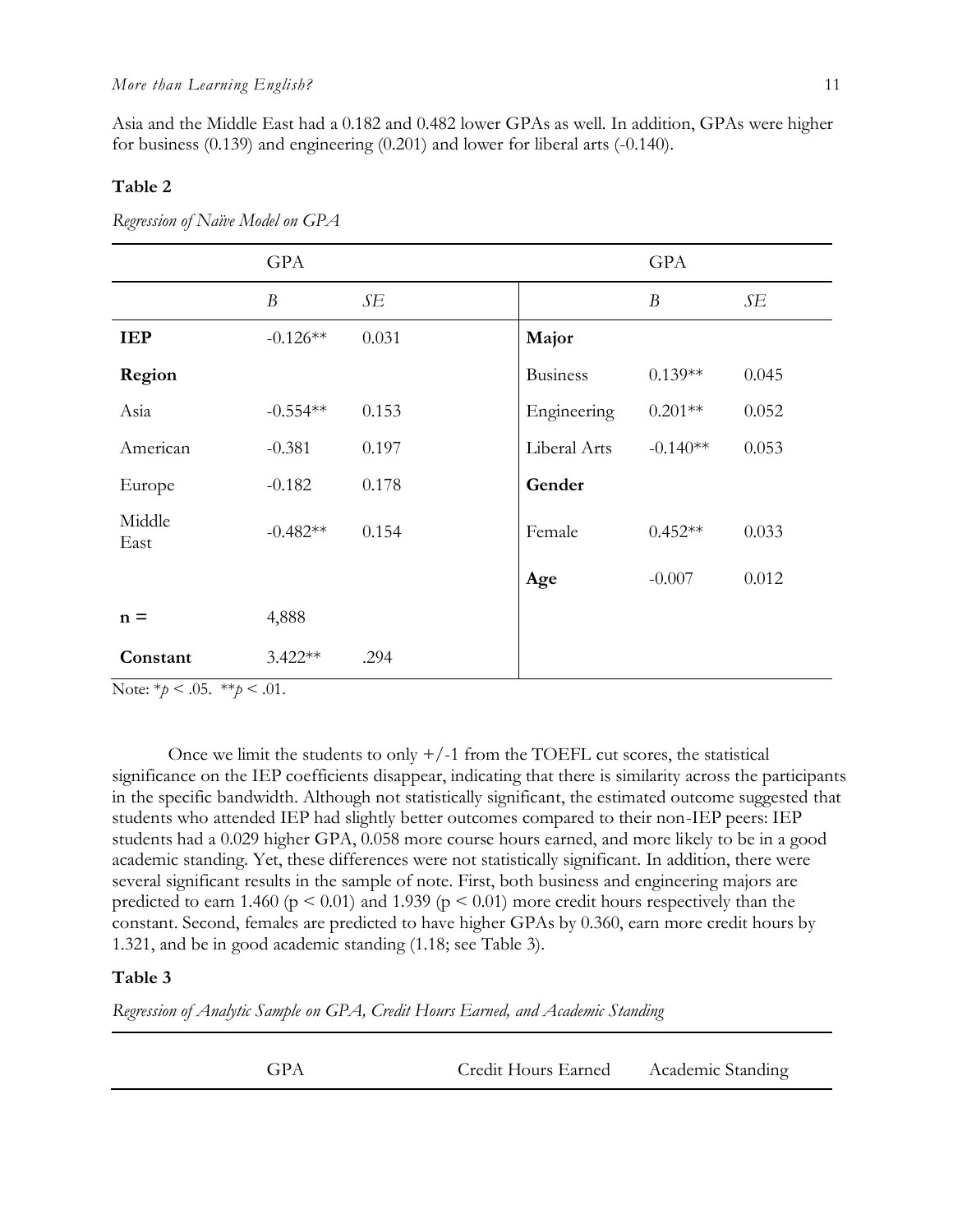Asia and the Middle East had a 0.182 and 0.482 lower GPAs as well. In addition, GPAs were higher for business (0.139) and engineering (0.201) and lower for liberal arts (-0.140).

**Table 2**

*Regression of Naïve Model on GPA*

| | GPA | | | GPA | |
|---|---|---|---|---|---|
| | *B* | *SE* | | *B* | *SE* |
| **IEP** | -0.126** | 0.031 | **Major** | | |
| **Region** | | | Business | 0.139** | 0.045 |
| Asia | -0.554** | 0.153 | Engineering | 0.201** | 0.052 |
| American | -0.381 | 0.197 | Liberal Arts | -0.140** | 0.053 |
| Europe | -0.182 | 0.178 | **Gender** | | |
| Middle East | -0.482** | 0.154 | Female | 0.452** | 0.033 |
| | | | **Age** | -0.007 | 0.012 |
| **n =** | 4,888 | | | | |
| **Constant** | 3.422** | .294 | | | |

Note: \**p* < .05. \*\**p* < .01.

Once we limit the students to only +/-1 from the TOEFL cut scores, the statistical significance on the IEP coefficients disappear, indicating that there is similarity across the participants in the specific bandwidth. Although not statistically significant, the estimated outcome suggested that students who attended IEP had slightly better outcomes compared to their non-IEP peers: IEP students had a 0.029 higher GPA, 0.058 more course hours earned, and more likely to be in a good academic standing. Yet, these differences were not statistically significant. In addition, there were several significant results in the sample of note. First, both business and engineering majors are predicted to earn 1.460 ($p < 0.01$) and 1.939 ($p < 0.01$) more credit hours respectively than the constant. Second, females are predicted to have higher GPAs by 0.360, earn more credit hours by 1.321, and be in good academic standing (1.18; see Table 3).

**Table 3**

*Regression of Analytic Sample on GPA, Credit Hours Earned, and Academic Standing*

| | GPA | Credit Hours Earned | Academic Standing |
|---|---|---|---|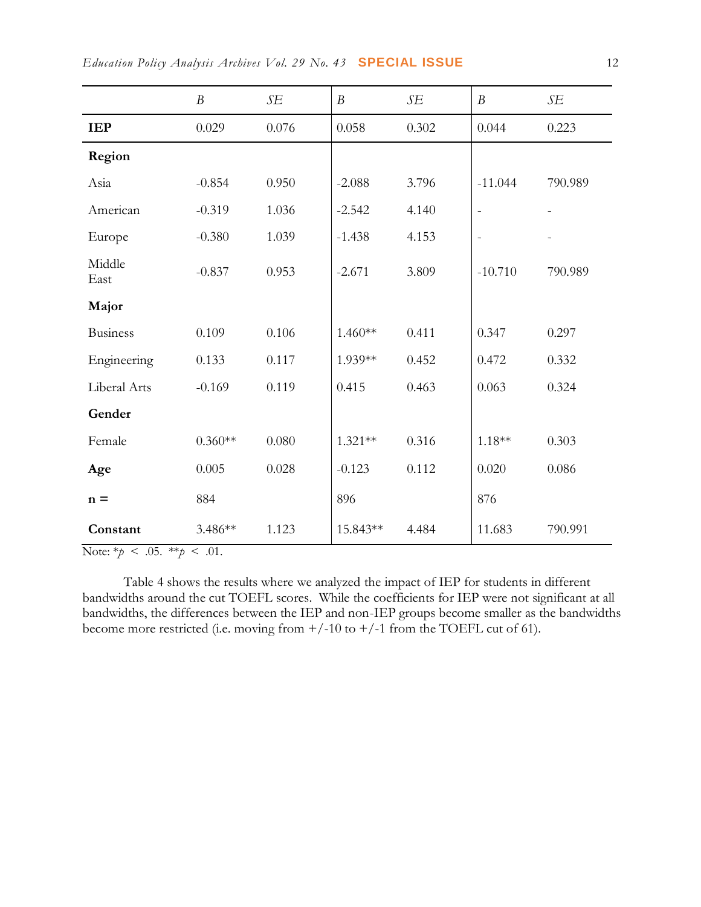| | *B* | *SE* | *B* | *SE* | *B* | *SE* |
|---|---|---|---|---|---|---|
| **IEP** | 0.029 | 0.076 | 0.058 | 0.302 | 0.044 | 0.223 |
| **Region** | | | | | | |
| Asia | -0.854 | 0.950 | -2.088 | 3.796 | -11.044 | 790.989 |
| American | -0.319 | 1.036 | -2.542 | 4.140 | - | - |
| Europe | -0.380 | 1.039 | -1.438 | 4.153 | - | - |
| Middle East | -0.837 | 0.953 | -2.671 | 3.809 | -10.710 | 790.989 |
| **Major** | | | | | | |
| Business | 0.109 | 0.106 | 1.460** | 0.411 | 0.347 | 0.297 |
| Engineering | 0.133 | 0.117 | 1.939** | 0.452 | 0.472 | 0.332 |
| Liberal Arts | -0.169 | 0.119 | 0.415 | 0.463 | 0.063 | 0.324 |
| **Gender** | | | | | | |
| Female | 0.360** | 0.080 | 1.321** | 0.316 | 1.18** | 0.303 |
| **Age** | 0.005 | 0.028 | -0.123 | 0.112 | 0.020 | 0.086 |
| **n =** | 884 | | 896 | | 876 | |
| **Constant** | 3.486** | 1.123 | 15.843** | 4.484 | 11.683 | 790.991 |

Note: *$p < .05$. **$p < .01$.

Table 4 shows the results where we analyzed the impact of IEP for students in different bandwidths around the cut TOEFL scores. While the coefficients for IEP were not significant at all bandwidths, the differences between the IEP and non-IEP groups become smaller as the bandwidths become more restricted (i.e. moving from +/-10 to +/-1 from the TOEFL cut of 61).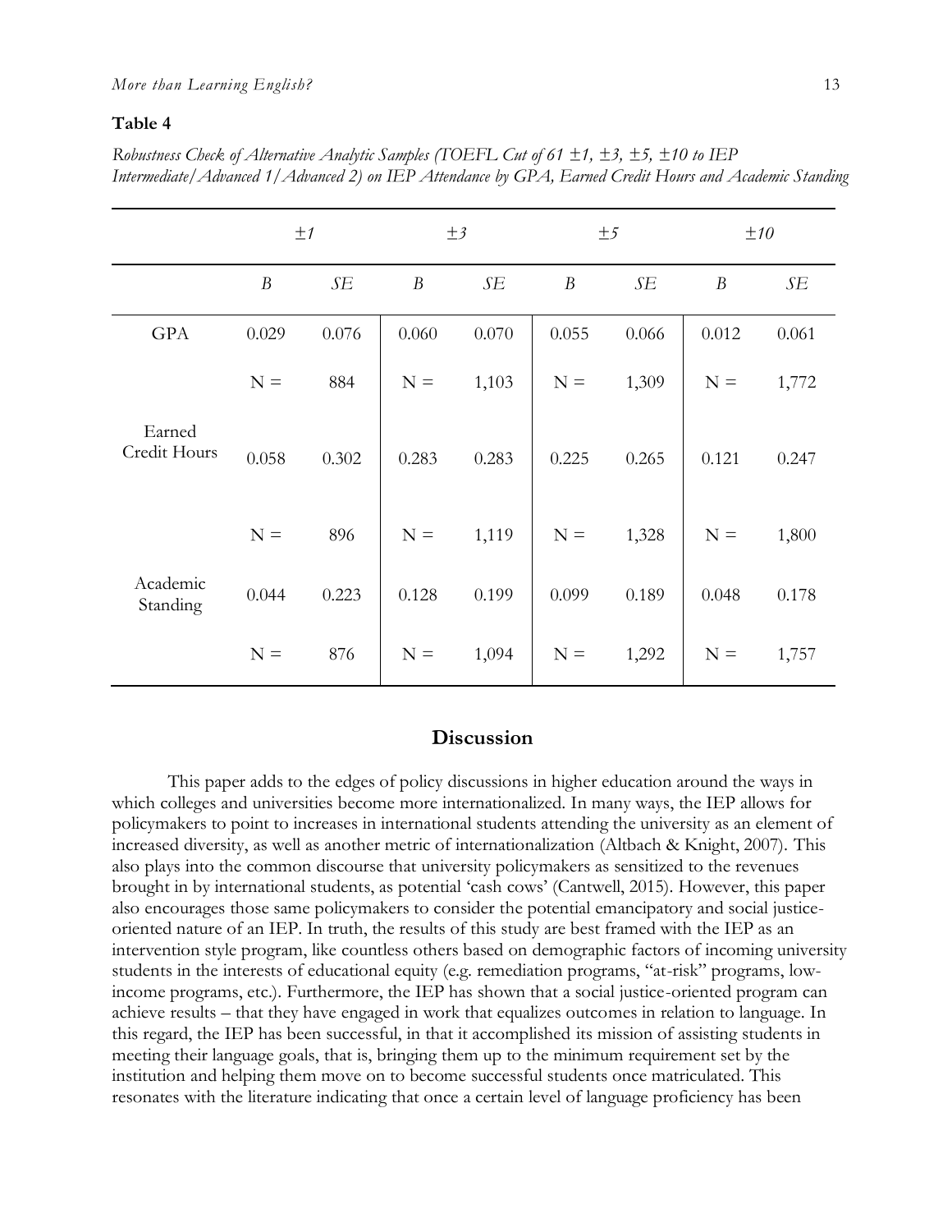**Table 4**

*Robustness Check of Alternative Analytic Samples (TOEFL Cut of 61 ±1, ±3, ±5, ±10 to IEP Intermediate/Advanced 1/Advanced 2) on IEP Attendance by GPA, Earned Credit Hours and Academic Standing*

| | ±1 | | ±3 | | ±5 | | ±10 | |
|---|---|---|---|---|---|---|---|---|
| | *B* | *SE* | *B* | *SE* | *B* | *SE* | *B* | *SE* |
| GPA | 0.029 | 0.076 | 0.060 | 0.070 | 0.055 | 0.066 | 0.012 | 0.061 |
| | N = | 884 | N = | 1,103 | N = | 1,309 | N = | 1,772 |
| Earned Credit Hours | 0.058 | 0.302 | 0.283 | 0.283 | 0.225 | 0.265 | 0.121 | 0.247 |
| | N = | 896 | N = | 1,119 | N = | 1,328 | N = | 1,800 |
| Academic Standing | 0.044 | 0.223 | 0.128 | 0.199 | 0.099 | 0.189 | 0.048 | 0.178 |
| | N = | 876 | N = | 1,094 | N = | 1,292 | N = | 1,757 |

## Discussion

This paper adds to the edges of policy discussions in higher education around the ways in which colleges and universities become more internationalized. In many ways, the IEP allows for policymakers to point to increases in international students attending the university as an element of increased diversity, as well as another metric of internationalization (Altbach & Knight, 2007). This also plays into the common discourse that university policymakers as sensitized to the revenues brought in by international students, as potential 'cash cows' (Cantwell, 2015). However, this paper also encourages those same policymakers to consider the potential emancipatory and social justice-oriented nature of an IEP. In truth, the results of this study are best framed with the IEP as an intervention style program, like countless others based on demographic factors of incoming university students in the interests of educational equity (e.g. remediation programs, "at-risk" programs, low-income programs, etc.). Furthermore, the IEP has shown that a social justice-oriented program can achieve results – that they have engaged in work that equalizes outcomes in relation to language. In this regard, the IEP has been successful, in that it accomplished its mission of assisting students in meeting their language goals, that is, bringing them up to the minimum requirement set by the institution and helping them move on to become successful students once matriculated. This resonates with the literature indicating that once a certain level of language proficiency has been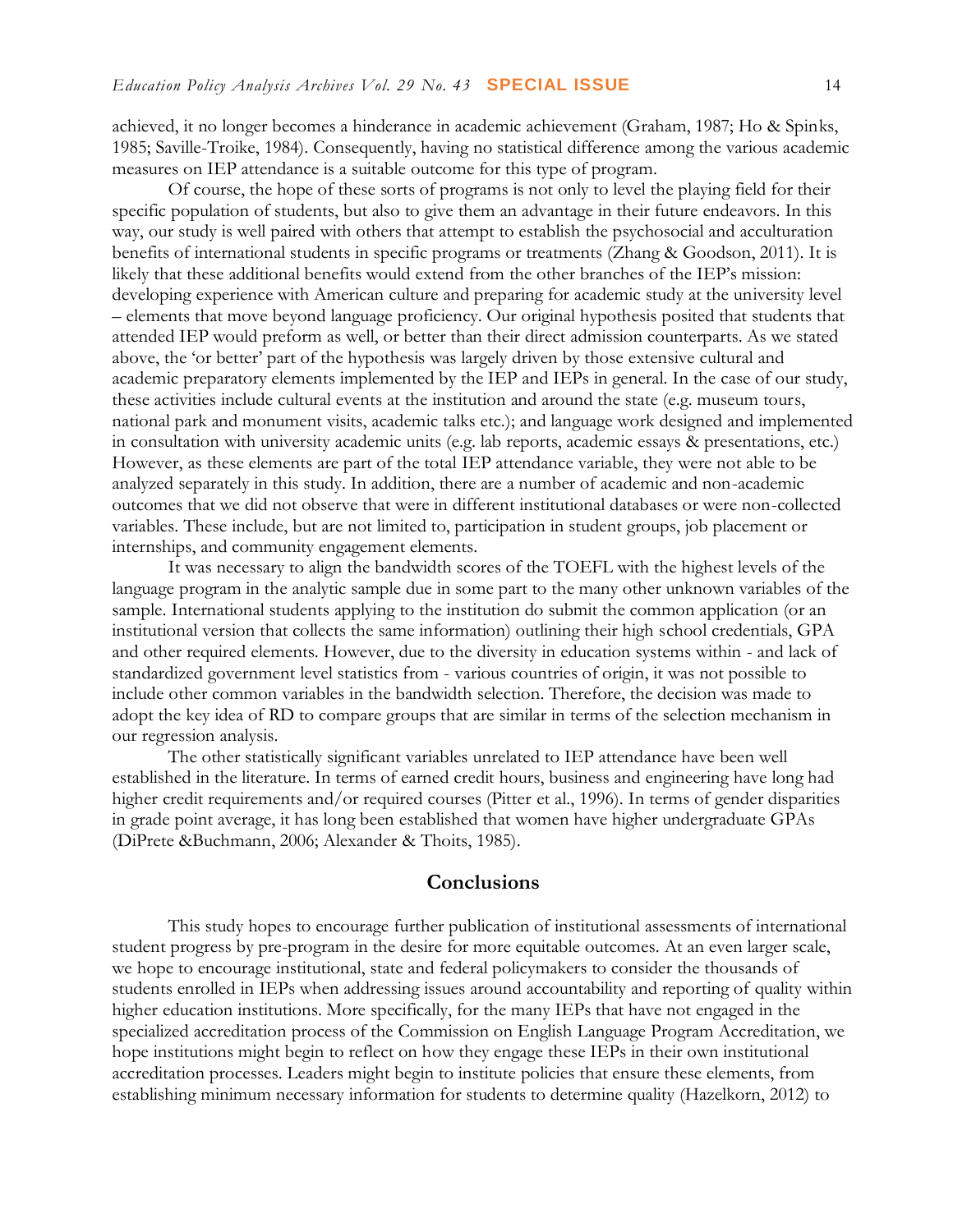achieved, it no longer becomes a hinderance in academic achievement (Graham, 1987; Ho & Spinks, 1985; Saville-Troike, 1984). Consequently, having no statistical difference among the various academic measures on IEP attendance is a suitable outcome for this type of program.

Of course, the hope of these sorts of programs is not only to level the playing field for their specific population of students, but also to give them an advantage in their future endeavors. In this way, our study is well paired with others that attempt to establish the psychosocial and acculturation benefits of international students in specific programs or treatments (Zhang & Goodson, 2011). It is likely that these additional benefits would extend from the other branches of the IEP's mission: developing experience with American culture and preparing for academic study at the university level – elements that move beyond language proficiency. Our original hypothesis posited that students that attended IEP would preform as well, or better than their direct admission counterparts. As we stated above, the 'or better' part of the hypothesis was largely driven by those extensive cultural and academic preparatory elements implemented by the IEP and IEPs in general. In the case of our study, these activities include cultural events at the institution and around the state (e.g. museum tours, national park and monument visits, academic talks etc.); and language work designed and implemented in consultation with university academic units (e.g. lab reports, academic essays & presentations, etc.) However, as these elements are part of the total IEP attendance variable, they were not able to be analyzed separately in this study. In addition, there are a number of academic and non-academic outcomes that we did not observe that were in different institutional databases or were non-collected variables. These include, but are not limited to, participation in student groups, job placement or internships, and community engagement elements.

It was necessary to align the bandwidth scores of the TOEFL with the highest levels of the language program in the analytic sample due in some part to the many other unknown variables of the sample. International students applying to the institution do submit the common application (or an institutional version that collects the same information) outlining their high school credentials, GPA and other required elements. However, due to the diversity in education systems within - and lack of standardized government level statistics from - various countries of origin, it was not possible to include other common variables in the bandwidth selection. Therefore, the decision was made to adopt the key idea of RD to compare groups that are similar in terms of the selection mechanism in our regression analysis.

The other statistically significant variables unrelated to IEP attendance have been well established in the literature. In terms of earned credit hours, business and engineering have long had higher credit requirements and/or required courses (Pitter et al., 1996). In terms of gender disparities in grade point average, it has long been established that women have higher undergraduate GPAs (DiPrete &Buchmann, 2006; Alexander & Thoits, 1985).

## Conclusions

This study hopes to encourage further publication of institutional assessments of international student progress by pre-program in the desire for more equitable outcomes. At an even larger scale, we hope to encourage institutional, state and federal policymakers to consider the thousands of students enrolled in IEPs when addressing issues around accountability and reporting of quality within higher education institutions. More specifically, for the many IEPs that have not engaged in the specialized accreditation process of the Commission on English Language Program Accreditation, we hope institutions might begin to reflect on how they engage these IEPs in their own institutional accreditation processes. Leaders might begin to institute policies that ensure these elements, from establishing minimum necessary information for students to determine quality (Hazelkorn, 2012) to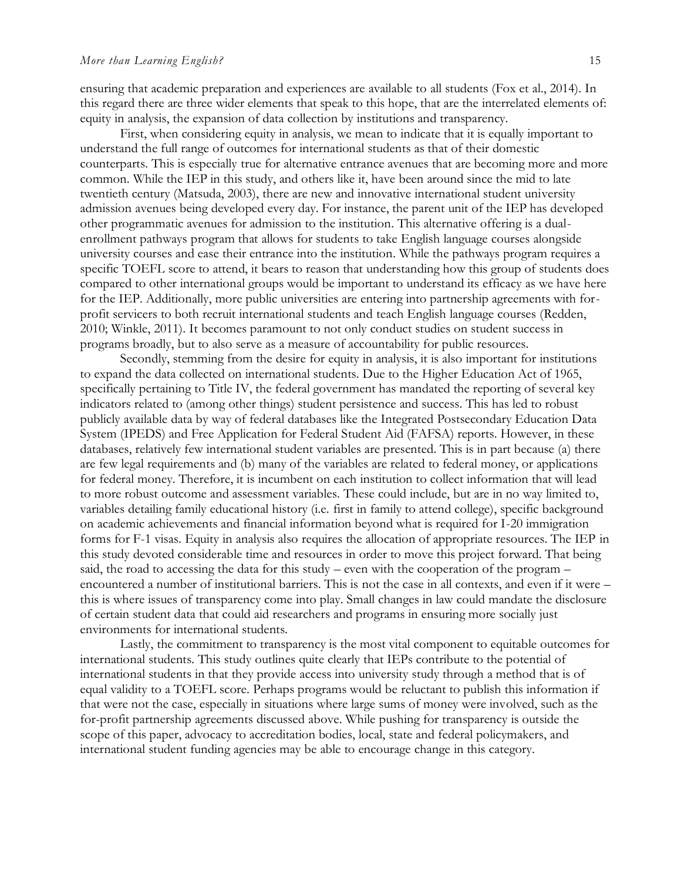ensuring that academic preparation and experiences are available to all students (Fox et al., 2014). In this regard there are three wider elements that speak to this hope, that are the interrelated elements of: equity in analysis, the expansion of data collection by institutions and transparency.

First, when considering equity in analysis, we mean to indicate that it is equally important to understand the full range of outcomes for international students as that of their domestic counterparts. This is especially true for alternative entrance avenues that are becoming more and more common. While the IEP in this study, and others like it, have been around since the mid to late twentieth century (Matsuda, 2003), there are new and innovative international student university admission avenues being developed every day. For instance, the parent unit of the IEP has developed other programmatic avenues for admission to the institution. This alternative offering is a dual-enrollment pathways program that allows for students to take English language courses alongside university courses and ease their entrance into the institution. While the pathways program requires a specific TOEFL score to attend, it bears to reason that understanding how this group of students does compared to other international groups would be important to understand its efficacy as we have here for the IEP. Additionally, more public universities are entering into partnership agreements with for-profit servicers to both recruit international students and teach English language courses (Redden, 2010; Winkle, 2011). It becomes paramount to not only conduct studies on student success in programs broadly, but to also serve as a measure of accountability for public resources.

Secondly, stemming from the desire for equity in analysis, it is also important for institutions to expand the data collected on international students. Due to the Higher Education Act of 1965, specifically pertaining to Title IV, the federal government has mandated the reporting of several key indicators related to (among other things) student persistence and success. This has led to robust publicly available data by way of federal databases like the Integrated Postsecondary Education Data System (IPEDS) and Free Application for Federal Student Aid (FAFSA) reports. However, in these databases, relatively few international student variables are presented. This is in part because (a) there are few legal requirements and (b) many of the variables are related to federal money, or applications for federal money. Therefore, it is incumbent on each institution to collect information that will lead to more robust outcome and assessment variables. These could include, but are in no way limited to, variables detailing family educational history (i.e. first in family to attend college), specific background on academic achievements and financial information beyond what is required for I-20 immigration forms for F-1 visas. Equity in analysis also requires the allocation of appropriate resources. The IEP in this study devoted considerable time and resources in order to move this project forward. That being said, the road to accessing the data for this study – even with the cooperation of the program – encountered a number of institutional barriers. This is not the case in all contexts, and even if it were – this is where issues of transparency come into play. Small changes in law could mandate the disclosure of certain student data that could aid researchers and programs in ensuring more socially just environments for international students.

Lastly, the commitment to transparency is the most vital component to equitable outcomes for international students. This study outlines quite clearly that IEPs contribute to the potential of international students in that they provide access into university study through a method that is of equal validity to a TOEFL score. Perhaps programs would be reluctant to publish this information if that were not the case, especially in situations where large sums of money were involved, such as the for-profit partnership agreements discussed above. While pushing for transparency is outside the scope of this paper, advocacy to accreditation bodies, local, state and federal policymakers, and international student funding agencies may be able to encourage change in this category.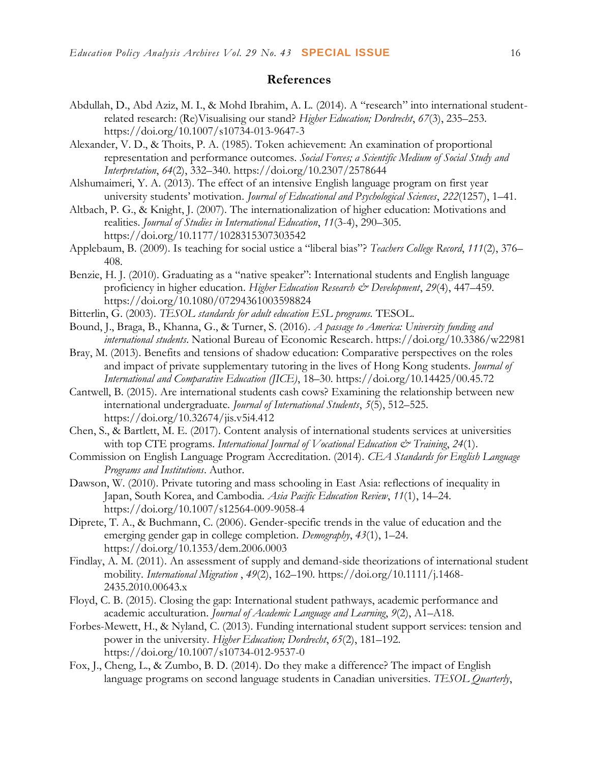## References

Abdullah, D., Abd Aziz, M. I., & Mohd Ibrahim, A. L. (2014). A "research" into international student-related research: (Re)Visualising our stand? *Higher Education; Dordrecht*, *67*(3), 235–253. https://doi.org/10.1007/s10734-013-9647-3

Alexander, V. D., & Thoits, P. A. (1985). Token achievement: An examination of proportional representation and performance outcomes. *Social Forces; a Scientific Medium of Social Study and Interpretation*, *64*(2), 332–340. https://doi.org/10.2307/2578644

Alshumaimeri, Y. A. (2013). The effect of an intensive English language program on first year university students' motivation. *Journal of Educational and Psychological Sciences*, *222*(1257), 1–41.

Altbach, P. G., & Knight, J. (2007). The internationalization of higher education: Motivations and realities. *Journal of Studies in International Education*, *11*(3-4), 290–305. https://doi.org/10.1177/1028315307303542

Applebaum, B. (2009). Is teaching for social ustice a "liberal bias"? *Teachers College Record*, *111*(2), 376–408.

Benzie, H. J. (2010). Graduating as a "native speaker": International students and English language proficiency in higher education. *Higher Education Research & Development*, *29*(4), 447–459. https://doi.org/10.1080/07294361003598824

Bitterlin, G. (2003). *TESOL standards for adult education ESL programs*. TESOL.

Bound, J., Braga, B., Khanna, G., & Turner, S. (2016). *A passage to America: University funding and international students*. National Bureau of Economic Research. https://doi.org/10.3386/w22981

Bray, M. (2013). Benefits and tensions of shadow education: Comparative perspectives on the roles and impact of private supplementary tutoring in the lives of Hong Kong students. *Journal of International and Comparative Education (JICE)*, 18–30. https://doi.org/10.14425/00.45.72

Cantwell, B. (2015). Are international students cash cows? Examining the relationship between new international undergraduate. *Journal of International Students*, *5*(5), 512–525. https://doi.org/10.32674/jis.v5i4.412

Chen, S., & Bartlett, M. E. (2017). Content analysis of international students services at universities with top CTE programs. *International Journal of Vocational Education & Training*, *24*(1).

Commission on English Language Program Accreditation. (2014). *CEA Standards for English Language Programs and Institutions*. Author.

Dawson, W. (2010). Private tutoring and mass schooling in East Asia: reflections of inequality in Japan, South Korea, and Cambodia. *Asia Pacific Education Review*, *11*(1), 14–24. https://doi.org/10.1007/s12564-009-9058-4

Diprete, T. A., & Buchmann, C. (2006). Gender-specific trends in the value of education and the emerging gender gap in college completion. *Demography*, *43*(1), 1–24. https://doi.org/10.1353/dem.2006.0003

Findlay, A. M. (2011). An assessment of supply and demand-side theorizations of international student mobility. *International Migration* , *49*(2), 162–190. https://doi.org/10.1111/j.1468-2435.2010.00643.x

Floyd, C. B. (2015). Closing the gap: International student pathways, academic performance and academic acculturation. *Journal of Academic Language and Learning*, *9*(2), A1–A18.

Forbes-Mewett, H., & Nyland, C. (2013). Funding international student support services: tension and power in the university. *Higher Education; Dordrecht*, *65*(2), 181–192. https://doi.org/10.1007/s10734-012-9537-0

Fox, J., Cheng, L., & Zumbo, B. D. (2014). Do they make a difference? The impact of English language programs on second language students in Canadian universities. *TESOL Quarterly*,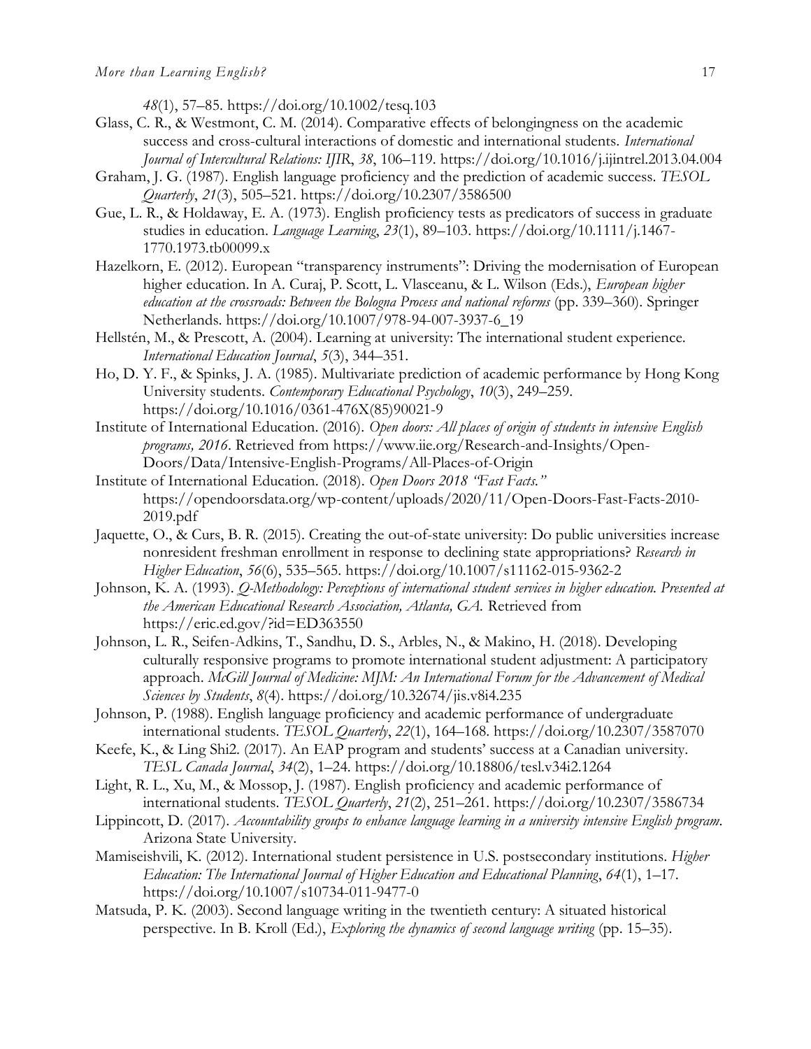*48*(1), 57–85. https://doi.org/10.1002/tesq.103

Glass, C. R., & Westmont, C. M. (2014). Comparative effects of belongingness on the academic success and cross-cultural interactions of domestic and international students. *International Journal of Intercultural Relations: IJIR*, *38*, 106–119. https://doi.org/10.1016/j.ijintrel.2013.04.004

Graham, J. G. (1987). English language proficiency and the prediction of academic success. *TESOL Quarterly*, *21*(3), 505–521. https://doi.org/10.2307/3586500

Gue, L. R., & Holdaway, E. A. (1973). English proficiency tests as predicators of success in graduate studies in education. *Language Learning*, *23*(1), 89–103. https://doi.org/10.1111/j.1467-1770.1973.tb00099.x

Hazelkorn, E. (2012). European "transparency instruments": Driving the modernisation of European higher education. In A. Curaj, P. Scott, L. Vlasceanu, & L. Wilson (Eds.), *European higher education at the crossroads: Between the Bologna Process and national reforms* (pp. 339–360). Springer Netherlands. https://doi.org/10.1007/978-94-007-3937-6_19

Hellstén, M., & Prescott, A. (2004). Learning at university: The international student experience. *International Education Journal*, *5*(3), 344–351.

Ho, D. Y. F., & Spinks, J. A. (1985). Multivariate prediction of academic performance by Hong Kong University students. *Contemporary Educational Psychology*, *10*(3), 249–259. https://doi.org/10.1016/0361-476X(85)90021-9

Institute of International Education. (2016). *Open doors: All places of origin of students in intensive English programs, 2016*. Retrieved from https://www.iie.org/Research-and-Insights/Open-Doors/Data/Intensive-English-Programs/All-Places-of-Origin

Institute of International Education. (2018). *Open Doors 2018 "Fast Facts."* https://opendoorsdata.org/wp-content/uploads/2020/11/Open-Doors-Fast-Facts-2010-2019.pdf

Jaquette, O., & Curs, B. R. (2015). Creating the out-of-state university: Do public universities increase nonresident freshman enrollment in response to declining state appropriations? *Research in Higher Education*, *56*(6), 535–565. https://doi.org/10.1007/s11162-015-9362-2

Johnson, K. A. (1993). *Q-Methodology: Perceptions of international student services in higher education. Presented at the American Educational Research Association, Atlanta, GA.* Retrieved from https://eric.ed.gov/?id=ED363550

Johnson, L. R., Seifen-Adkins, T., Sandhu, D. S., Arbles, N., & Makino, H. (2018). Developing culturally responsive programs to promote international student adjustment: A participatory approach. *McGill Journal of Medicine: MJM: An International Forum for the Advancement of Medical Sciences by Students*, *8*(4). https://doi.org/10.32674/jis.v8i4.235

Johnson, P. (1988). English language proficiency and academic performance of undergraduate international students. *TESOL Quarterly*, *22*(1), 164–168. https://doi.org/10.2307/3587070

Keefe, K., & Ling Shi2. (2017). An EAP program and students' success at a Canadian university. *TESL Canada Journal*, *34*(2), 1–24. https://doi.org/10.18806/tesl.v34i2.1264

Light, R. L., Xu, M., & Mossop, J. (1987). English proficiency and academic performance of international students. *TESOL Quarterly*, *21*(2), 251–261. https://doi.org/10.2307/3586734

Lippincott, D. (2017). *Accountability groups to enhance language learning in a university intensive English program*. Arizona State University.

Mamiseishvili, K. (2012). International student persistence in U.S. postsecondary institutions. *Higher Education: The International Journal of Higher Education and Educational Planning*, *64*(1), 1–17. https://doi.org/10.1007/s10734-011-9477-0

Matsuda, P. K. (2003). Second language writing in the twentieth century: A situated historical perspective. In B. Kroll (Ed.), *Exploring the dynamics of second language writing* (pp. 15–35).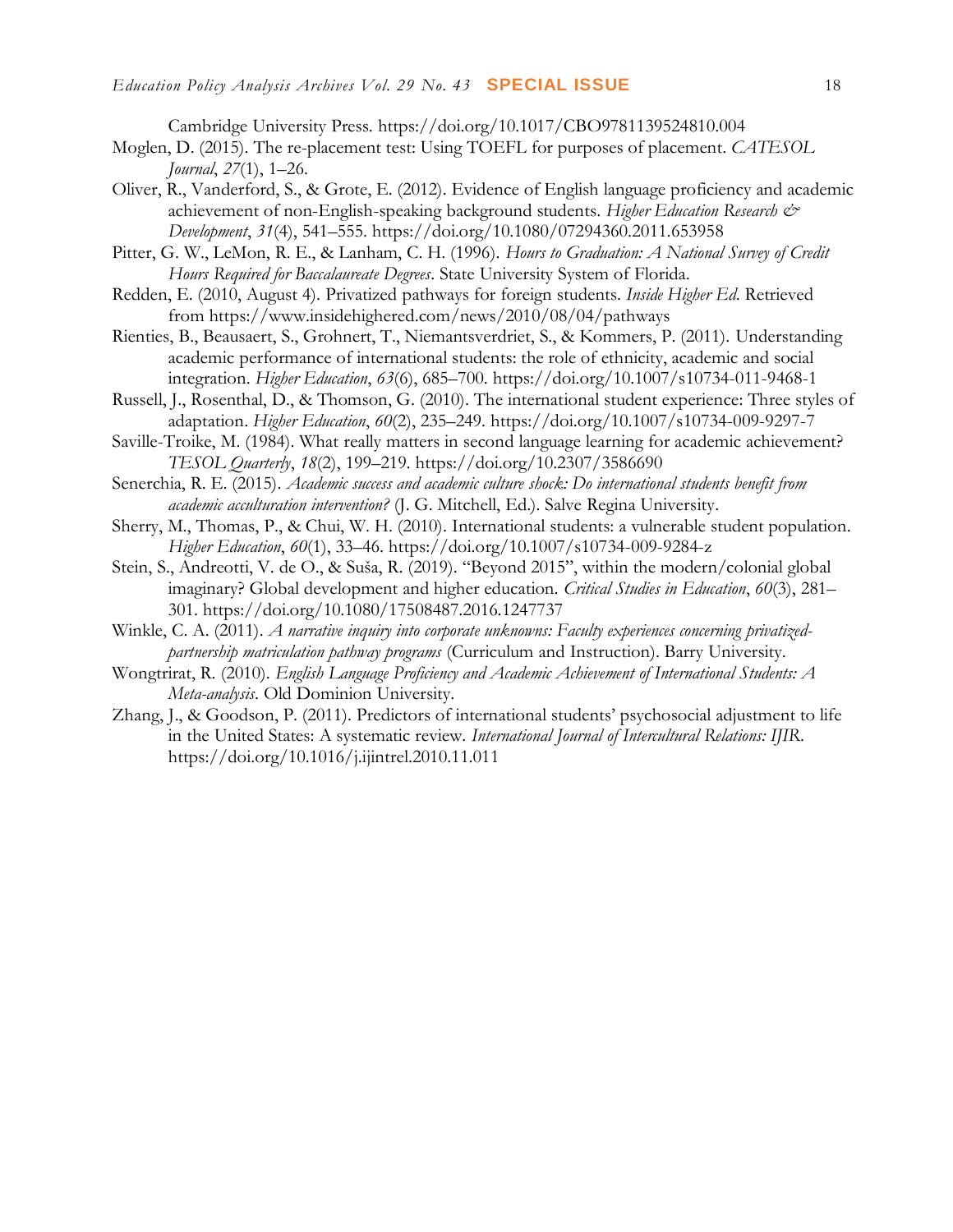Cambridge University Press. https://doi.org/10.1017/CBO9781139524810.004

Moglen, D. (2015). The re-placement test: Using TOEFL for purposes of placement. *CATESOL Journal*, *27*(1), 1–26.

Oliver, R., Vanderford, S., & Grote, E. (2012). Evidence of English language proficiency and academic achievement of non-English-speaking background students. *Higher Education Research & Development*, *31*(4), 541–555. https://doi.org/10.1080/07294360.2011.653958

Pitter, G. W., LeMon, R. E., & Lanham, C. H. (1996). *Hours to Graduation: A National Survey of Credit Hours Required for Baccalaureate Degrees*. State University System of Florida.

Redden, E. (2010, August 4). Privatized pathways for foreign students. *Inside Higher Ed*. Retrieved from https://www.insidehighered.com/news/2010/08/04/pathways

Rienties, B., Beausaert, S., Grohnert, T., Niemantsverdriet, S., & Kommers, P. (2011). Understanding academic performance of international students: the role of ethnicity, academic and social integration. *Higher Education*, *63*(6), 685–700. https://doi.org/10.1007/s10734-011-9468-1

Russell, J., Rosenthal, D., & Thomson, G. (2010). The international student experience: Three styles of adaptation. *Higher Education*, *60*(2), 235–249. https://doi.org/10.1007/s10734-009-9297-7

Saville-Troike, M. (1984). What really matters in second language learning for academic achievement? *TESOL Quarterly*, *18*(2), 199–219. https://doi.org/10.2307/3586690

Senerchia, R. E. (2015). *Academic success and academic culture shock: Do international students benefit from academic acculturation intervention?* (J. G. Mitchell, Ed.). Salve Regina University.

Sherry, M., Thomas, P., & Chui, W. H. (2010). International students: a vulnerable student population. *Higher Education*, *60*(1), 33–46. https://doi.org/10.1007/s10734-009-9284-z

Stein, S., Andreotti, V. de O., & Suša, R. (2019). "Beyond 2015", within the modern/colonial global imaginary? Global development and higher education. *Critical Studies in Education*, *60*(3), 281–301. https://doi.org/10.1080/17508487.2016.1247737

Winkle, C. A. (2011). *A narrative inquiry into corporate unknowns: Faculty experiences concerning privatized-partnership matriculation pathway programs* (Curriculum and Instruction). Barry University.

Wongtrirat, R. (2010). *English Language Proficiency and Academic Achievement of International Students: A Meta-analysis*. Old Dominion University.

Zhang, J., & Goodson, P. (2011). Predictors of international students' psychosocial adjustment to life in the United States: A systematic review. *International Journal of Intercultural Relations: IJIR*. https://doi.org/10.1016/j.ijintrel.2010.11.011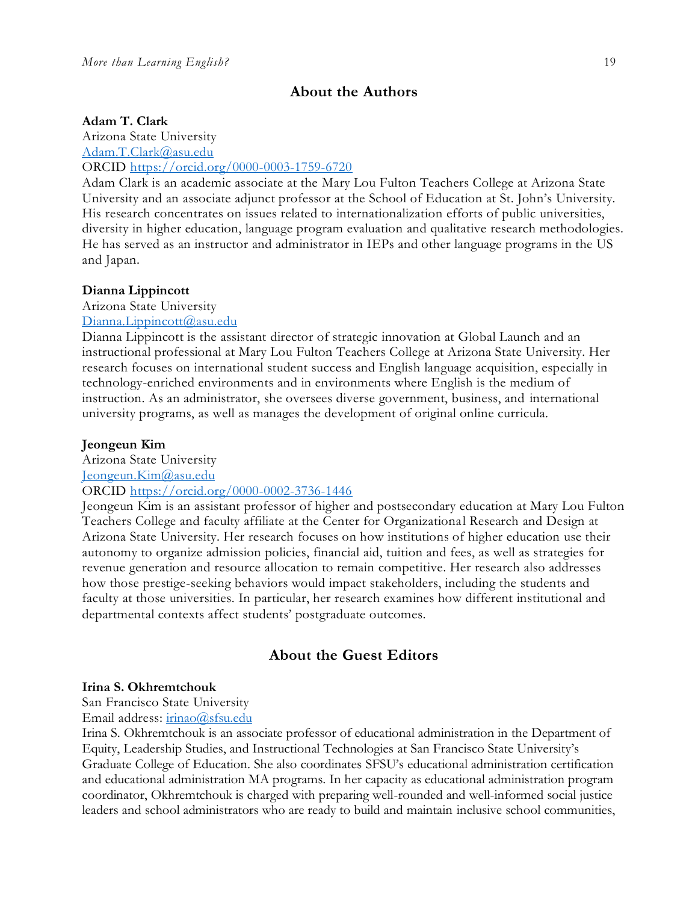## About the Authors

**Adam T. Clark**
Arizona State University
Adam.T.Clark@asu.edu
ORCID https://orcid.org/0000-0003-1759-6720
Adam Clark is an academic associate at the Mary Lou Fulton Teachers College at Arizona State University and an associate adjunct professor at the School of Education at St. John's University. His research concentrates on issues related to internationalization efforts of public universities, diversity in higher education, language program evaluation and qualitative research methodologies. He has served as an instructor and administrator in IEPs and other language programs in the US and Japan.

**Dianna Lippincott**
Arizona State University
Dianna.Lippincott@asu.edu
Dianna Lippincott is the assistant director of strategic innovation at Global Launch and an instructional professional at Mary Lou Fulton Teachers College at Arizona State University. Her research focuses on international student success and English language acquisition, especially in technology-enriched environments and in environments where English is the medium of instruction. As an administrator, she oversees diverse government, business, and international university programs, as well as manages the development of original online curricula.

**Jeongeun Kim**
Arizona State University
Jeongeun.Kim@asu.edu
ORCID https://orcid.org/0000-0002-3736-1446
Jeongeun Kim is an assistant professor of higher and postsecondary education at Mary Lou Fulton Teachers College and faculty affiliate at the Center for Organizational Research and Design at Arizona State University. Her research focuses on how institutions of higher education use their autonomy to organize admission policies, financial aid, tuition and fees, as well as strategies for revenue generation and resource allocation to remain competitive. Her research also addresses how those prestige-seeking behaviors would impact stakeholders, including the students and faculty at those universities. In particular, her research examines how different institutional and departmental contexts affect students' postgraduate outcomes.

## About the Guest Editors

**Irina S. Okhremtchouk**
San Francisco State University
Email address: irinao@sfsu.edu
Irina S. Okhremtchouk is an associate professor of educational administration in the Department of Equity, Leadership Studies, and Instructional Technologies at San Francisco State University's Graduate College of Education. She also coordinates SFSU's educational administration certification and educational administration MA programs. In her capacity as educational administration program coordinator, Okhremtchouk is charged with preparing well-rounded and well-informed social justice leaders and school administrators who are ready to build and maintain inclusive school communities,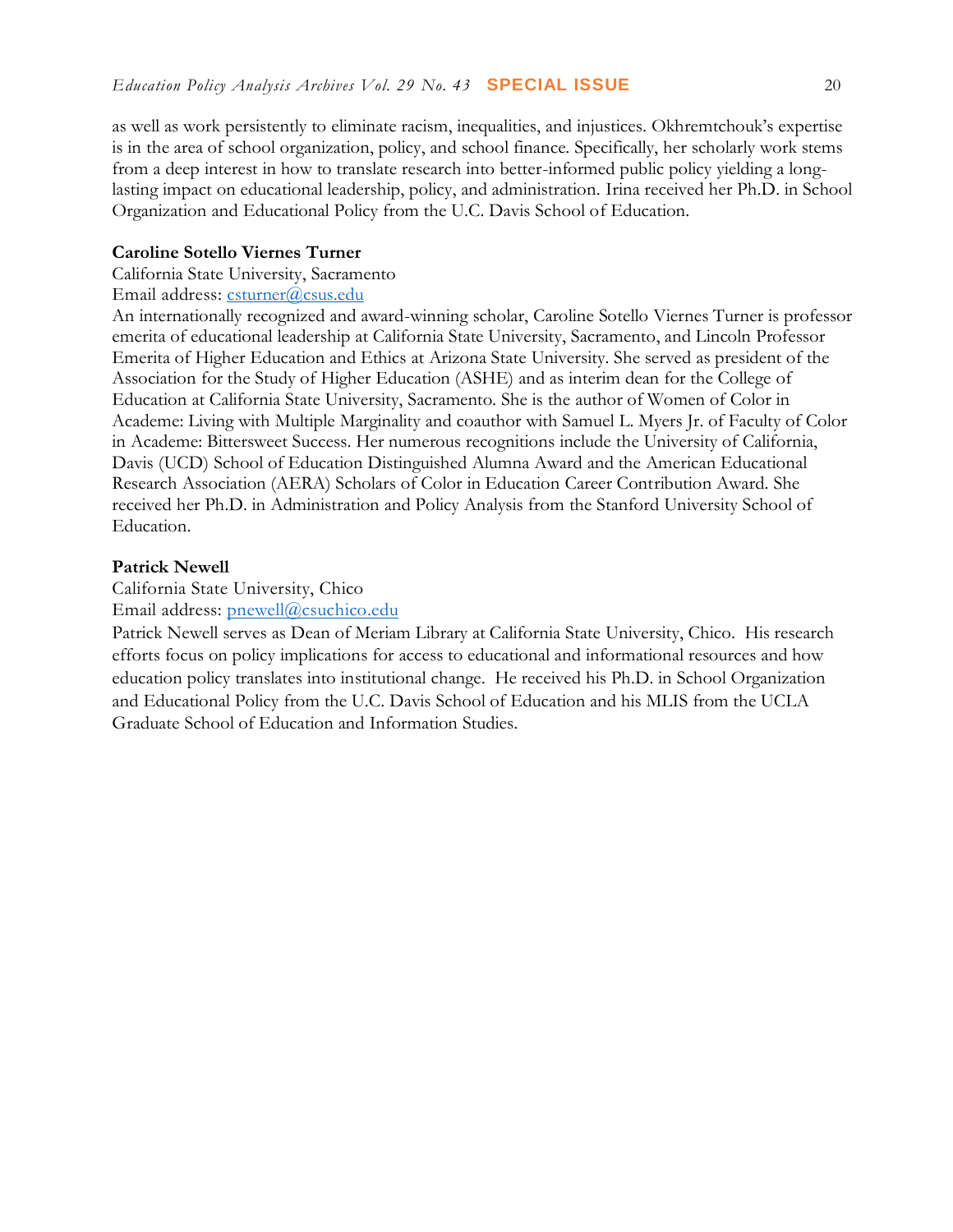as well as work persistently to eliminate racism, inequalities, and injustices. Okhremtchouk's expertise is in the area of school organization, policy, and school finance. Specifically, her scholarly work stems from a deep interest in how to translate research into better-informed public policy yielding a long-lasting impact on educational leadership, policy, and administration. Irina received her Ph.D. in School Organization and Educational Policy from the U.C. Davis School of Education.

**Caroline Sotello Viernes Turner**

California State University, Sacramento

Email address: csturner@csus.edu

An internationally recognized and award-winning scholar, Caroline Sotello Viernes Turner is professor emerita of educational leadership at California State University, Sacramento, and Lincoln Professor Emerita of Higher Education and Ethics at Arizona State University. She served as president of the Association for the Study of Higher Education (ASHE) and as interim dean for the College of Education at California State University, Sacramento. She is the author of Women of Color in Academe: Living with Multiple Marginality and coauthor with Samuel L. Myers Jr. of Faculty of Color in Academe: Bittersweet Success. Her numerous recognitions include the University of California, Davis (UCD) School of Education Distinguished Alumna Award and the American Educational Research Association (AERA) Scholars of Color in Education Career Contribution Award. She received her Ph.D. in Administration and Policy Analysis from the Stanford University School of Education.

**Patrick Newell**

California State University, Chico

Email address: pnewell@csuchico.edu

Patrick Newell serves as Dean of Meriam Library at California State University, Chico. His research efforts focus on policy implications for access to educational and informational resources and how education policy translates into institutional change. He received his Ph.D. in School Organization and Educational Policy from the U.C. Davis School of Education and his MLIS from the UCLA Graduate School of Education and Information Studies.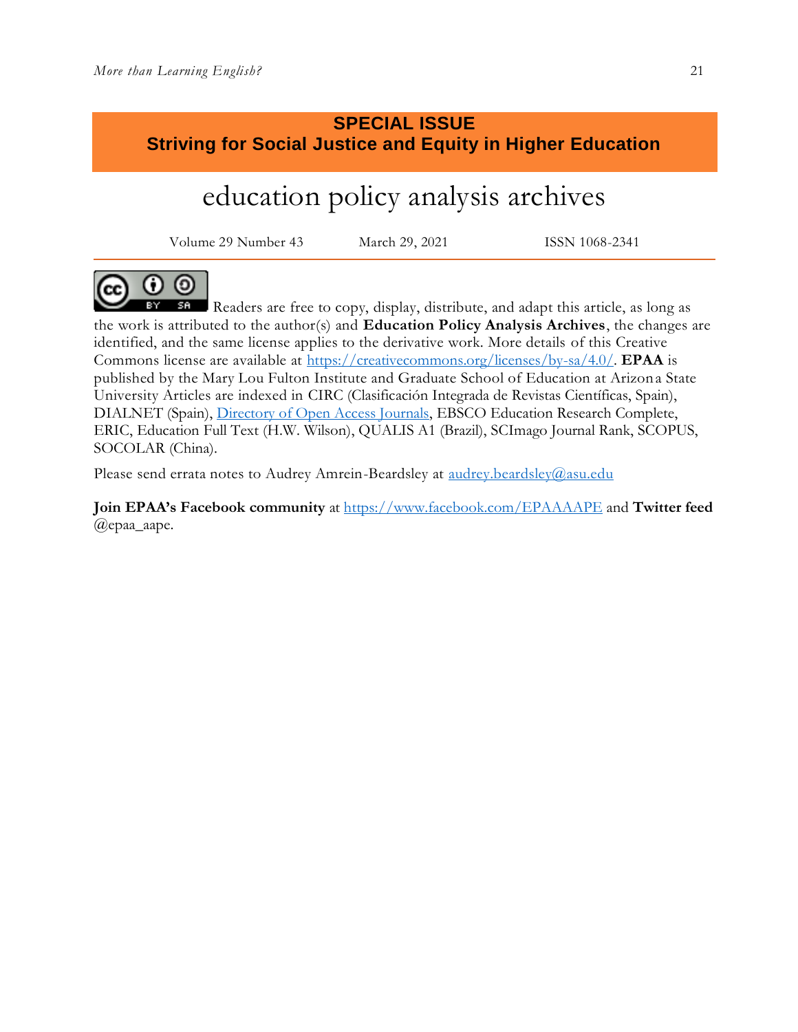**SPECIAL ISSUE**
**Striving for Social Justice and Equity in Higher Education**

# education policy analysis archives

Volume 29 Number 43 March 29, 2021 ISSN 1068-2341

Readers are free to copy, display, distribute, and adapt this article, as long as the work is attributed to the author(s) and **Education Policy Analysis Archives**, the changes are identified, and the same license applies to the derivative work. More details of this Creative Commons license are available at https://creativecommons.org/licenses/by-sa/4.0/. **EPAA** is published by the Mary Lou Fulton Institute and Graduate School of Education at Arizona State University Articles are indexed in CIRC (Clasificación Integrada de Revistas Científicas, Spain), DIALNET (Spain), Directory of Open Access Journals, EBSCO Education Research Complete, ERIC, Education Full Text (H.W. Wilson), QUALIS A1 (Brazil), SCImago Journal Rank, SCOPUS, SOCOLAR (China).

Please send errata notes to Audrey Amrein-Beardsley at audrey.beardsley@asu.edu

**Join EPAA's Facebook community** at https://www.facebook.com/EPAAAAPE and **Twitter feed** @epaa_aape.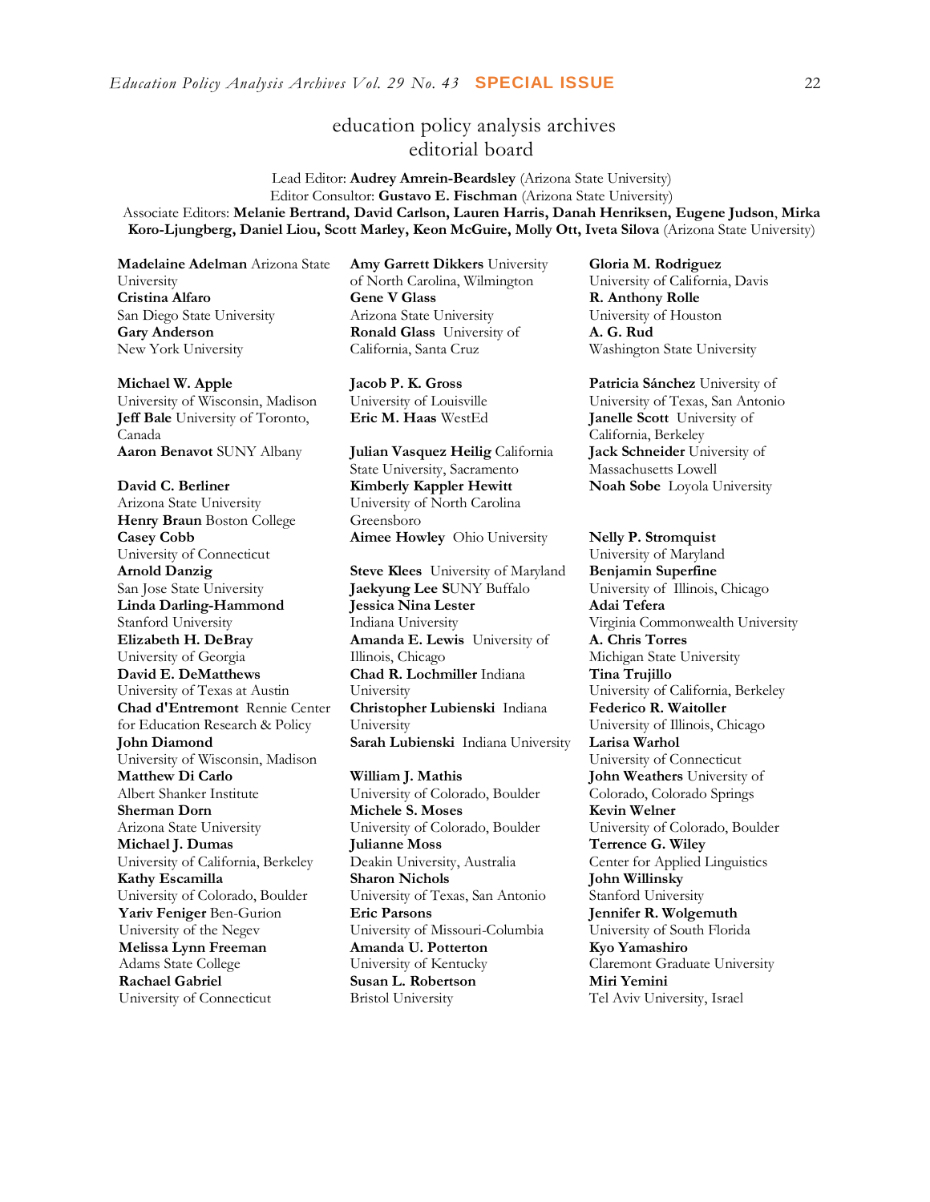# education policy analysis archives
## editorial board

Lead Editor: **Audrey Amrein-Beardsley** (Arizona State University)
Editor Consultor: **Gustavo E. Fischman** (Arizona State University)
Associate Editors: **Melanie Bertrand, David Carlson, Lauren Harris, Danah Henriksen, Eugene Judson**, **Mirka Koro-Ljungberg, Daniel Liou, Scott Marley, Keon McGuire, Molly Ott, Iveta Silova** (Arizona State University)

**Madelaine Adelman** Arizona State University
**Cristina Alfaro** San Diego State University
**Gary Anderson** New York University

**Michael W. Apple** University of Wisconsin, Madison
**Jeff Bale** University of Toronto, Canada
**Aaron Benavot** SUNY Albany

**David C. Berliner** Arizona State University
**Henry Braun** Boston College
**Casey Cobb** University of Connecticut
**Arnold Danzig** San Jose State University
**Linda Darling-Hammond** Stanford University
**Elizabeth H. DeBray** University of Georgia
**David E. DeMatthews** University of Texas at Austin
**Chad d'Entremont** Rennie Center for Education Research & Policy
**John Diamond** University of Wisconsin, Madison
**Matthew Di Carlo** Albert Shanker Institute
**Sherman Dorn** Arizona State University
**Michael J. Dumas** University of California, Berkeley
**Kathy Escamilla** University of Colorado, Boulder
**Yariv Feniger** Ben-Gurion University of the Negev
**Melissa Lynn Freeman** Adams State College
**Rachael Gabriel** University of Connecticut

**Amy Garrett Dikkers** University of North Carolina, Wilmington
**Gene V Glass** Arizona State University
**Ronald Glass** University of California, Santa Cruz

**Jacob P. K. Gross** University of Louisville
**Eric M. Haas** WestEd

**Julian Vasquez Heilig** California State University, Sacramento
**Kimberly Kappler Hewitt** University of North Carolina Greensboro
**Aimee Howley** Ohio University

**Steve Klees** University of Maryland
**Jaekyung Lee** SUNY Buffalo
**Jessica Nina Lester** Indiana University
**Amanda E. Lewis** University of Illinois, Chicago
**Chad R. Lochmiller** Indiana University
**Christopher Lubienski** Indiana University
**Sarah Lubienski** Indiana University

**William J. Mathis** University of Colorado, Boulder
**Michele S. Moses** University of Colorado, Boulder
**Julianne Moss** Deakin University, Australia
**Sharon Nichols** University of Texas, San Antonio
**Eric Parsons** University of Missouri-Columbia
**Amanda U. Potterton** University of Kentucky
**Susan L. Robertson** Bristol University

**Gloria M. Rodriguez** University of California, Davis
**R. Anthony Rolle** University of Houston
**A. G. Rud** Washington State University

**Patricia Sánchez** University of University of Texas, San Antonio
**Janelle Scott** University of California, Berkeley
**Jack Schneider** University of Massachusetts Lowell
**Noah Sobe** Loyola University

**Nelly P. Stromquist** University of Maryland
**Benjamin Superfine** University of Illinois, Chicago
**Adai Tefera** Virginia Commonwealth University
**A. Chris Torres** Michigan State University
**Tina Trujillo** University of California, Berkeley
**Federico R. Waitoller** University of Illinois, Chicago
**Larisa Warhol** University of Connecticut
**John Weathers** University of Colorado, Colorado Springs
**Kevin Welner** University of Colorado, Boulder
**Terrence G. Wiley** Center for Applied Linguistics
**John Willinsky** Stanford University
**Jennifer R. Wolgemuth** University of South Florida
**Kyo Yamashiro** Claremont Graduate University
**Miri Yemini** Tel Aviv University, Israel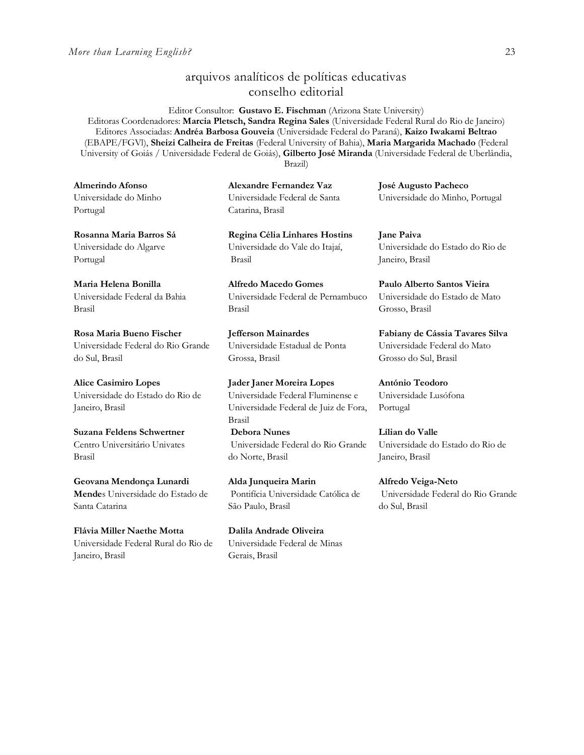## arquivos analíticos de políticas educativas
## conselho editorial

Editor Consultor: **Gustavo E. Fischman** (Arizona State University)
Editoras Coordenadores: **Marcia Pletsch, Sandra Regina Sales** (Universidade Federal Rural do Rio de Janeiro)
Editores Associadas: **Andréa Barbosa Gouveia** (Universidade Federal do Paraná), **Kaizo Iwakami Beltrao** (EBAPE/FGVl), **Sheizi Calheira de Freitas** (Federal University of Bahia), **Maria Margarida Machado** (Federal University of Goiás / Universidade Federal de Goiás), **Gilberto José Miranda** (Universidade Federal de Uberlândia, Brazil)

**Almerindo Afonso**
Universidade do Minho
Portugal

**Rosanna Maria Barros Sá**
Universidade do Algarve
Portugal

**Maria Helena Bonilla**
Universidade Federal da Bahia
Brasil

**Rosa Maria Bueno Fischer**
Universidade Federal do Rio Grande do Sul, Brasil

**Alice Casimiro Lopes**
Universidade do Estado do Rio de Janeiro, Brasil

**Suzana Feldens Schwertner**
Centro Universitário Univates
Brasil

**Geovana Mendonça Lunardi Mende**s Universidade do Estado de Santa Catarina

**Flávia Miller Naethe Motta**
Universidade Federal Rural do Rio de Janeiro, Brasil

**Alexandre Fernandez Vaz**
Universidade Federal de Santa Catarina, Brasil

**Regina Célia Linhares Hostins**
Universidade do Vale do Itajaí, Brasil

**Alfredo Macedo Gomes**
Universidade Federal de Pernambuco
Brasil

**Jefferson Mainardes**
Universidade Estadual de Ponta Grossa, Brasil

**Jader Janer Moreira Lopes**
Universidade Federal Fluminense e Universidade Federal de Juiz de Fora, Brasil

**Debora Nunes**
Universidade Federal do Rio Grande do Norte, Brasil

**Alda Junqueira Marin**
Pontifícia Universidade Católica de São Paulo, Brasil

**Dalila Andrade Oliveira**
Universidade Federal de Minas Gerais, Brasil

**José Augusto Pacheco**
Universidade do Minho, Portugal

**Jane Paiva**
Universidade do Estado do Rio de Janeiro, Brasil

**Paulo Alberto Santos Vieira**
Universidade do Estado de Mato Grosso, Brasil

**Fabiany de Cássia Tavares Silva**
Universidade Federal do Mato Grosso do Sul, Brasil

**António Teodoro**
Universidade Lusófona
Portugal

**Lílian do Valle**
Universidade do Estado do Rio de Janeiro, Brasil

**Alfredo Veiga-Neto**
Universidade Federal do Rio Grande do Sul, Brasil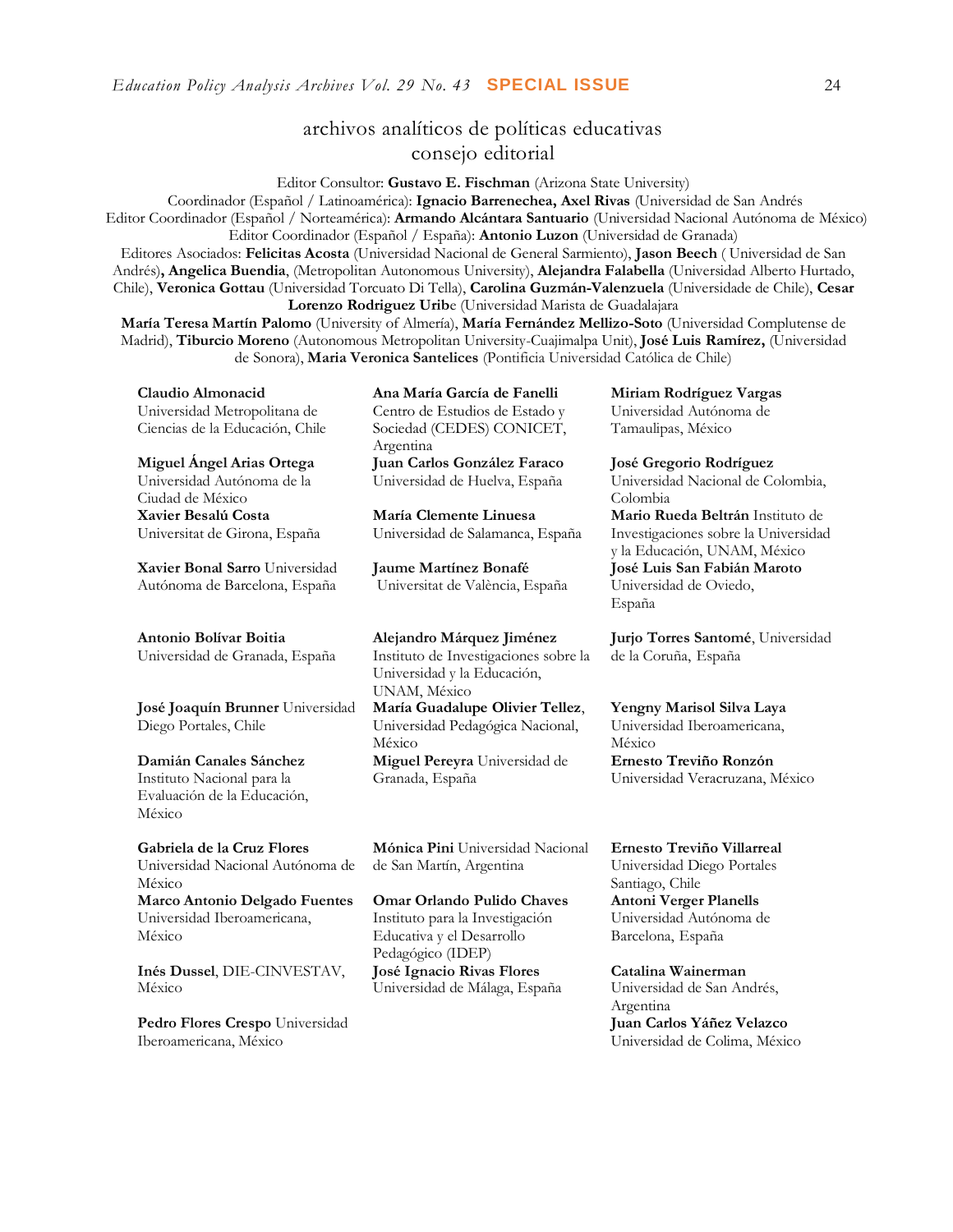## archivos analíticos de políticas educativas consejo editorial

Editor Consultor: **Gustavo E. Fischman** (Arizona State University)
Coordinador (Español / Latinoamérica): **Ignacio Barrenechea, Axel Rivas** (Universidad de San Andrés
Editor Coordinador (Español / Norteamérica): **Armando Alcántara Santuario** (Universidad Nacional Autónoma de México)
Editor Coordinador (Español / España): **Antonio Luzon** (Universidad de Granada)
Editores Asociados: **Felicitas Acosta** (Universidad Nacional de General Sarmiento), **Jason Beech** ( Universidad de San Andrés)**, Angelica Buendia**, (Metropolitan Autonomous University), **Alejandra Falabella** (Universidad Alberto Hurtado, Chile), **Veronica Gottau** (Universidad Torcuato Di Tella), **Carolina Guzmán-Valenzuela** (Universidade de Chile), **Cesar Lorenzo Rodriguez Urib**e (Universidad Marista de Guadalajara
**María Teresa Martín Palomo** (University of Almería), **María Fernández Mellizo-Soto** (Universidad Complutense de Madrid), **Tiburcio Moreno** (Autonomous Metropolitan University-Cuajimalpa Unit), **José Luis Ramírez,** (Universidad de Sonora), **Maria Veronica Santelices** (Pontificia Universidad Católica de Chile)

**Claudio Almonacid** Universidad Metropolitana de Ciencias de la Educación, Chile

**Miguel Ángel Arias Ortega** Universidad Autónoma de la Ciudad de México

**Xavier Besalú Costa** Universitat de Girona, España

**Xavier Bonal Sarro** Universidad Autónoma de Barcelona, España

**Antonio Bolívar Boitia** Universidad de Granada, España

**José Joaquín Brunner** Universidad Diego Portales, Chile

**Damián Canales Sánchez** Instituto Nacional para la Evaluación de la Educación, México

**Gabriela de la Cruz Flores** Universidad Nacional Autónoma de México

**Marco Antonio Delgado Fuentes** Universidad Iberoamericana, México

**Inés Dussel**, DIE-CINVESTAV, México

**Pedro Flores Crespo** Universidad Iberoamericana, México

**Ana María García de Fanelli** Centro de Estudios de Estado y Sociedad (CEDES) CONICET, Argentina

**Juan Carlos González Faraco** Universidad de Huelva, España

**María Clemente Linuesa** Universidad de Salamanca, España

**Jaume Martínez Bonafé** Universitat de València, España

**Alejandro Márquez Jiménez** Instituto de Investigaciones sobre la Universidad y la Educación, UNAM, México

**María Guadalupe Olivier Tellez**, Universidad Pedagógica Nacional, México

**Miguel Pereyra** Universidad de Granada, España

**Mónica Pini** Universidad Nacional de San Martín, Argentina

**Omar Orlando Pulido Chaves** Instituto para la Investigación Educativa y el Desarrollo Pedagógico (IDEP)

**José Ignacio Rivas Flores** Universidad de Málaga, España

**Miriam Rodríguez Vargas** Universidad Autónoma de Tamaulipas, México

**José Gregorio Rodríguez** Universidad Nacional de Colombia, Colombia

**Mario Rueda Beltrán** Instituto de Investigaciones sobre la Universidad y la Educación, UNAM, México

**José Luis San Fabián Maroto** Universidad de Oviedo, España

**Jurjo Torres Santomé**, Universidad de la Coruña, España

**Yengny Marisol Silva Laya** Universidad Iberoamericana, México

**Ernesto Treviño Ronzón** Universidad Veracruzana, México

**Ernesto Treviño Villarreal** Universidad Diego Portales Santiago, Chile

**Antoni Verger Planells** Universidad Autónoma de Barcelona, España

**Catalina Wainerman** Universidad de San Andrés, Argentina

**Juan Carlos Yáñez Velazco** Universidad de Colima, México